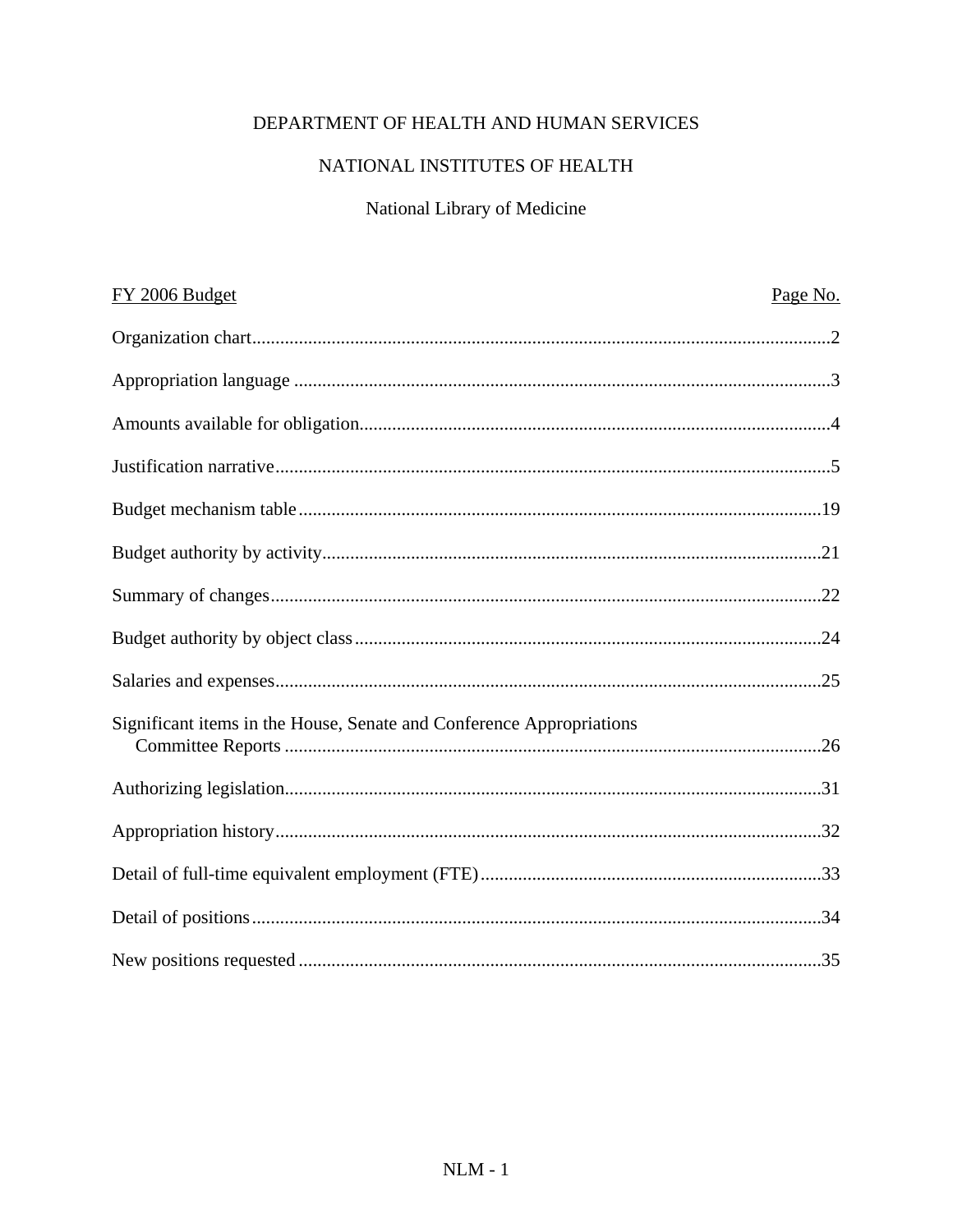# DEPARTMENT OF HEALTH AND HUMAN SERVICES

## NATIONAL INSTITUTES OF HEALTH

### National Library of Medicine

| FY 2006 Budget | Page No. |
|---|---|
| Organization chart | 2 |
| Appropriation language | 3 |
| Amounts available for obligation | 4 |
| Justification narrative | 5 |
| Budget mechanism table | 19 |
| Budget authority by activity | 21 |
| Summary of changes | 22 |
| Budget authority by object class | 24 |
| Salaries and expenses | 25 |
| Significant items in the House, Senate and Conference Appropriations Committee Reports | 26 |
| Authorizing legislation | 31 |
| Appropriation history | 32 |
| Detail of full-time equivalent employment (FTE) | 33 |
| Detail of positions | 34 |
| New positions requested | 35 |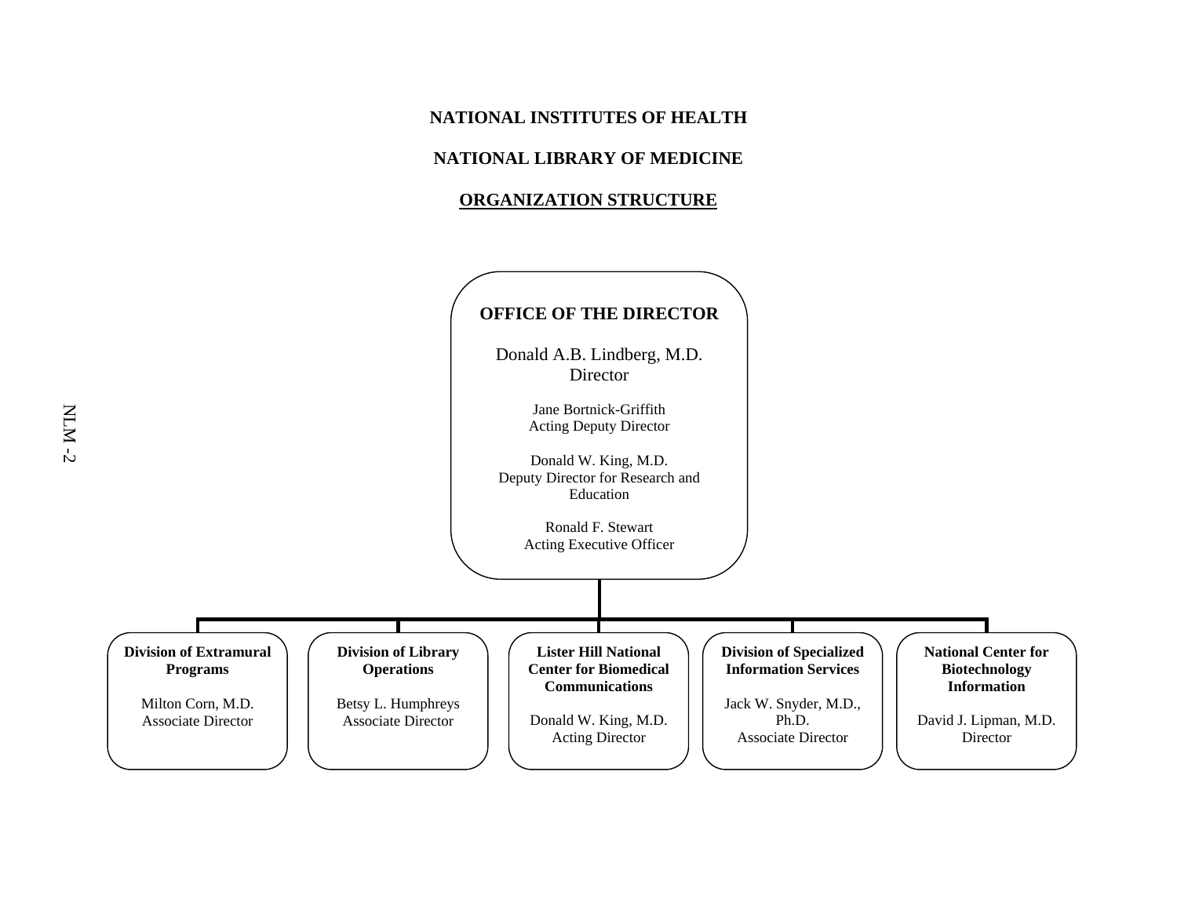**NATIONAL INSTITUTES OF HEALTH**

**NATIONAL LIBRARY OF MEDICINE**

**ORGANIZATION STRUCTURE**

**OFFICE OF THE DIRECTOR**

Donald A.B. Lindberg, M.D.
Director

Jane Bortnick-Griffith
Acting Deputy Director

Donald W. King, M.D.
Deputy Director for Research and Education

Ronald F. Stewart
Acting Executive Officer

---

**Division of Extramural Programs**

Milton Corn, M.D.
Associate Director

**Division of Library Operations**

Betsy L. Humphreys
Associate Director

**Lister Hill National Center for Biomedical Communications**

Donald W. King, M.D.
Acting Director

**Division of Specialized Information Services**

Jack W. Snyder, M.D., Ph.D.
Associate Director

**National Center for Biotechnology Information**

David J. Lipman, M.D.
Director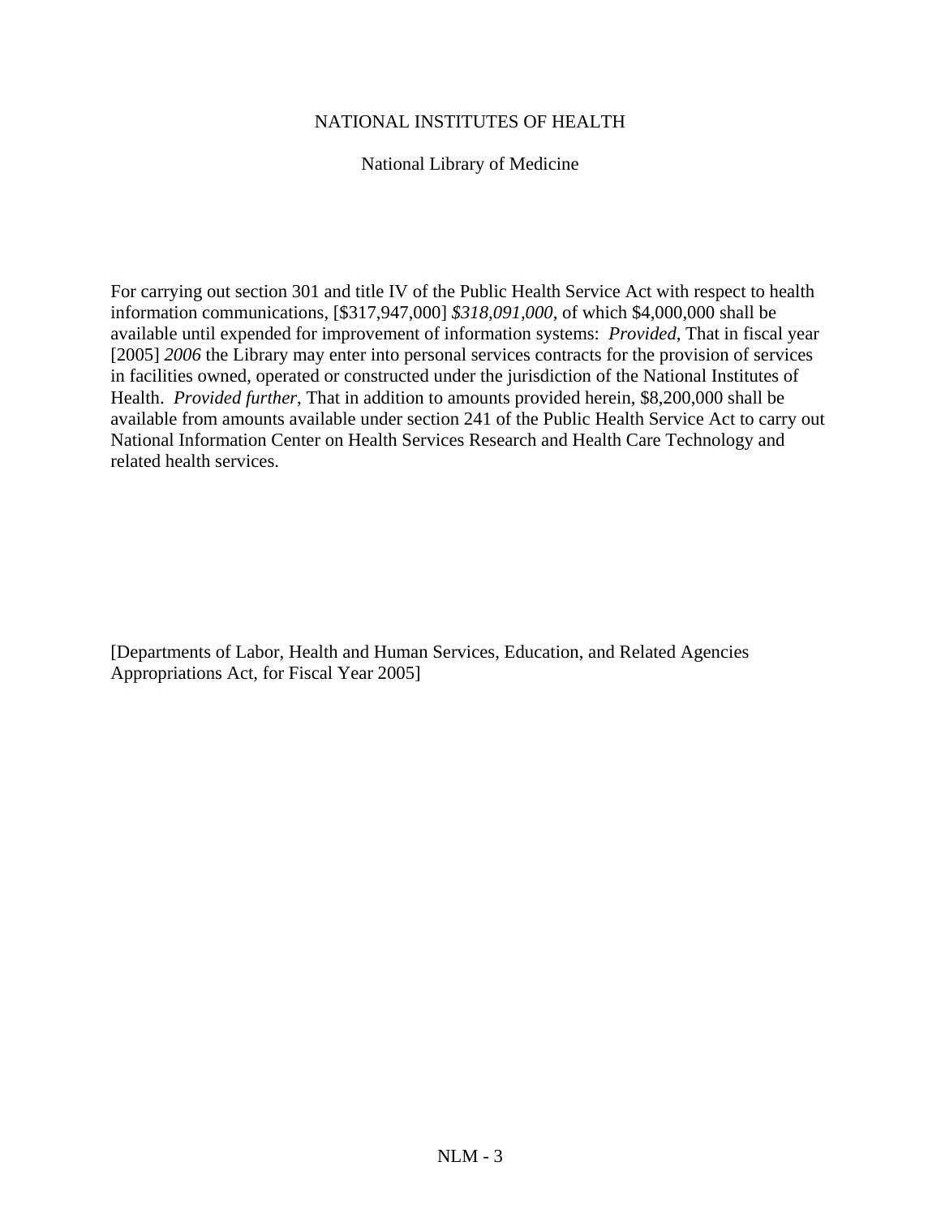NATIONAL INSTITUTES OF HEALTH

National Library of Medicine

For carrying out section 301 and title IV of the Public Health Service Act with respect to health information communications, [$317,947,000] *$318,091,000*, of which $4,000,000 shall be available until expended for improvement of information systems: *Provided*, That in fiscal year [2005] *2006* the Library may enter into personal services contracts for the provision of services in facilities owned, operated or constructed under the jurisdiction of the National Institutes of Health. *Provided further*, That in addition to amounts provided herein, $8,200,000 shall be available from amounts available under section 241 of the Public Health Service Act to carry out National Information Center on Health Services Research and Health Care Technology and related health services.

[Departments of Labor, Health and Human Services, Education, and Related Agencies Appropriations Act, for Fiscal Year 2005]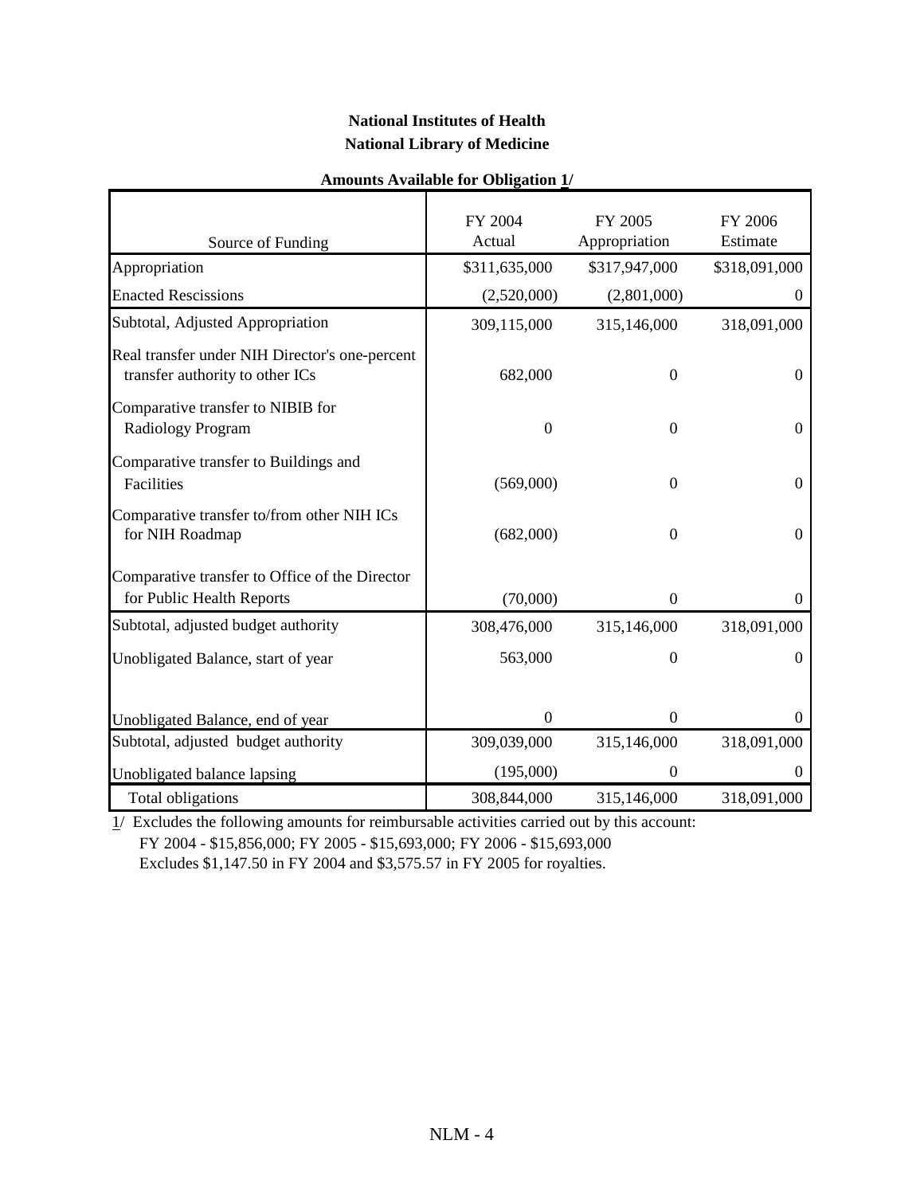**National Institutes of Health**

**National Library of Medicine**

**Amounts Available for Obligation 1/**

| Source of Funding | FY 2004 Actual | FY 2005 Appropriation | FY 2006 Estimate |
|---|---|---|---|
| Appropriation | $311,635,000 | $317,947,000 | $318,091,000 |
| Enacted Rescissions | (2,520,000) | (2,801,000) | 0 |
| Subtotal, Adjusted Appropriation | 309,115,000 | 315,146,000 | 318,091,000 |
| Real transfer under NIH Director's one-percent transfer authority to other ICs | 682,000 | 0 | 0 |
| Comparative transfer to NIBIB for Radiology Program | 0 | 0 | 0 |
| Comparative transfer to Buildings and Facilities | (569,000) | 0 | 0 |
| Comparative transfer to/from other NIH ICs for NIH Roadmap | (682,000) | 0 | 0 |
| Comparative transfer to Office of the Director for Public Health Reports | (70,000) | 0 | 0 |
| Subtotal, adjusted budget authority | 308,476,000 | 315,146,000 | 318,091,000 |
| Unobligated Balance, start of year | 563,000 | 0 | 0 |
| Unobligated Balance, end of year | 0 | 0 | 0 |
| Subtotal, adjusted budget authority | 309,039,000 | 315,146,000 | 318,091,000 |
| Unobligated balance lapsing | (195,000) | 0 | 0 |
| Total obligations | 308,844,000 | 315,146,000 | 318,091,000 |

1/ Excludes the following amounts for reimbursable activities carried out by this account:
FY 2004 - $15,856,000; FY 2005 - $15,693,000; FY 2006 - $15,693,000
Excludes $1,147.50 in FY 2004 and $3,575.57 in FY 2005 for royalties.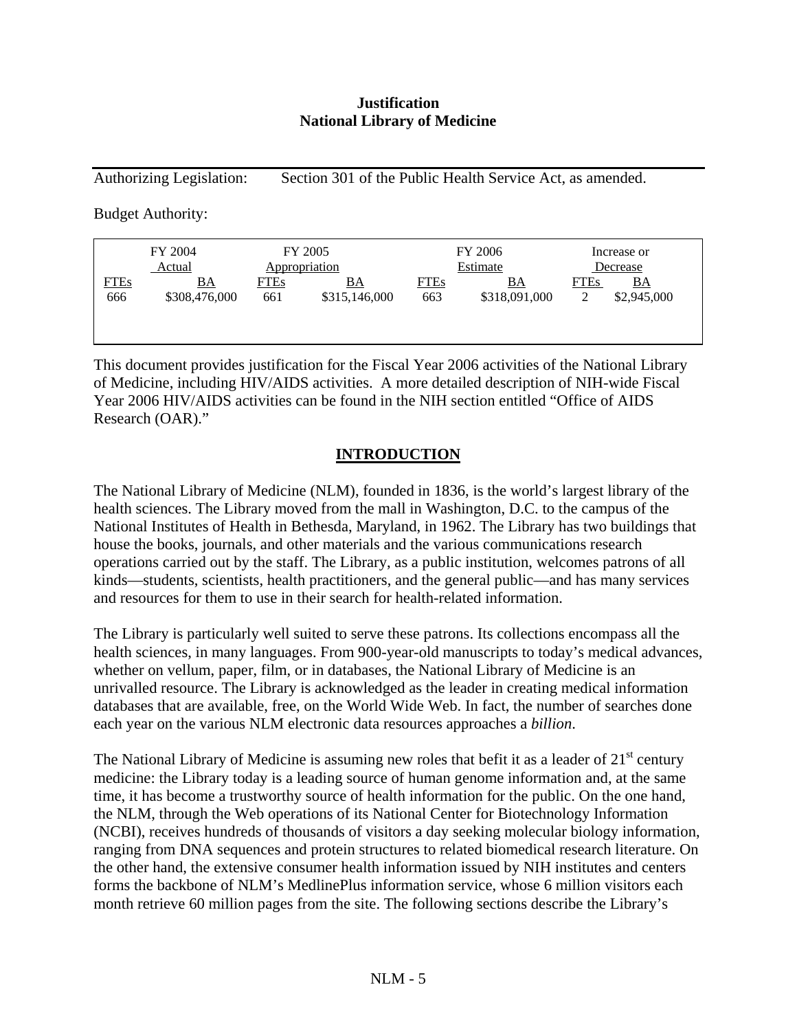**Justification**
**National Library of Medicine**

Authorizing Legislation: Section 301 of the Public Health Service Act, as amended.

Budget Authority:

| FY 2004 Actual | | FY 2005 Appropriation | | FY 2006 Estimate | | Increase or Decrease | |
|---|---|---|---|---|---|---|---|
| FTEs | BA | FTEs | BA | FTEs | BA | FTEs | BA |
| 666 | $308,476,000 | 661 | $315,146,000 | 663 | $318,091,000 | 2 | $2,945,000 |

This document provides justification for the Fiscal Year 2006 activities of the National Library of Medicine, including HIV/AIDS activities. A more detailed description of NIH-wide Fiscal Year 2006 HIV/AIDS activities can be found in the NIH section entitled "Office of AIDS Research (OAR)."

## INTRODUCTION

The National Library of Medicine (NLM), founded in 1836, is the world's largest library of the health sciences. The Library moved from the mall in Washington, D.C. to the campus of the National Institutes of Health in Bethesda, Maryland, in 1962. The Library has two buildings that house the books, journals, and other materials and the various communications research operations carried out by the staff. The Library, as a public institution, welcomes patrons of all kinds—students, scientists, health practitioners, and the general public—and has many services and resources for them to use in their search for health-related information.

The Library is particularly well suited to serve these patrons. Its collections encompass all the health sciences, in many languages. From 900-year-old manuscripts to today's medical advances, whether on vellum, paper, film, or in databases, the National Library of Medicine is an unrivalled resource. The Library is acknowledged as the leader in creating medical information databases that are available, free, on the World Wide Web. In fact, the number of searches done each year on the various NLM electronic data resources approaches a *billion*.

The National Library of Medicine is assuming new roles that befit it as a leader of 21st century medicine: the Library today is a leading source of human genome information and, at the same time, it has become a trustworthy source of health information for the public. On the one hand, the NLM, through the Web operations of its National Center for Biotechnology Information (NCBI), receives hundreds of thousands of visitors a day seeking molecular biology information, ranging from DNA sequences and protein structures to related biomedical research literature. On the other hand, the extensive consumer health information issued by NIH institutes and centers forms the backbone of NLM's MedlinePlus information service, whose 6 million visitors each month retrieve 60 million pages from the site. The following sections describe the Library's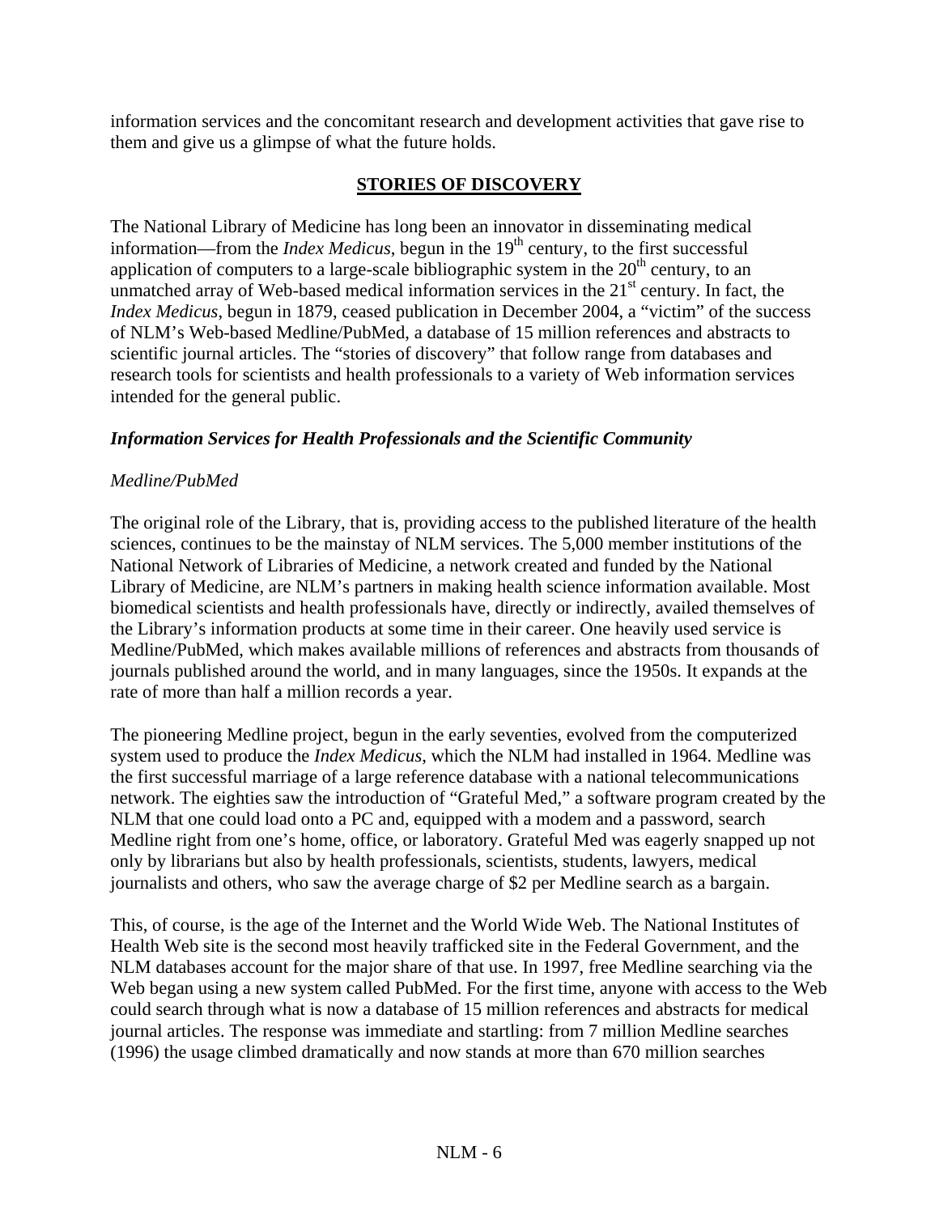information services and the concomitant research and development activities that gave rise to them and give us a glimpse of what the future holds.

## STORIES OF DISCOVERY

The National Library of Medicine has long been an innovator in disseminating medical information—from the *Index Medicus*, begun in the 19th century, to the first successful application of computers to a large-scale bibliographic system in the 20th century, to an unmatched array of Web-based medical information services in the 21st century. In fact, the *Index Medicus*, begun in 1879, ceased publication in December 2004, a "victim" of the success of NLM's Web-based Medline/PubMed, a database of 15 million references and abstracts to scientific journal articles. The "stories of discovery" that follow range from databases and research tools for scientists and health professionals to a variety of Web information services intended for the general public.

### *Information Services for Health Professionals and the Scientific Community*

*Medline/PubMed*

The original role of the Library, that is, providing access to the published literature of the health sciences, continues to be the mainstay of NLM services. The 5,000 member institutions of the National Network of Libraries of Medicine, a network created and funded by the National Library of Medicine, are NLM's partners in making health science information available. Most biomedical scientists and health professionals have, directly or indirectly, availed themselves of the Library's information products at some time in their career. One heavily used service is Medline/PubMed, which makes available millions of references and abstracts from thousands of journals published around the world, and in many languages, since the 1950s. It expands at the rate of more than half a million records a year.

The pioneering Medline project, begun in the early seventies, evolved from the computerized system used to produce the *Index Medicus*, which the NLM had installed in 1964. Medline was the first successful marriage of a large reference database with a national telecommunications network. The eighties saw the introduction of "Grateful Med," a software program created by the NLM that one could load onto a PC and, equipped with a modem and a password, search Medline right from one's home, office, or laboratory. Grateful Med was eagerly snapped up not only by librarians but also by health professionals, scientists, students, lawyers, medical journalists and others, who saw the average charge of $2 per Medline search as a bargain.

This, of course, is the age of the Internet and the World Wide Web. The National Institutes of Health Web site is the second most heavily trafficked site in the Federal Government, and the NLM databases account for the major share of that use. In 1997, free Medline searching via the Web began using a new system called PubMed. For the first time, anyone with access to the Web could search through what is now a database of 15 million references and abstracts for medical journal articles. The response was immediate and startling: from 7 million Medline searches (1996) the usage climbed dramatically and now stands at more than 670 million searches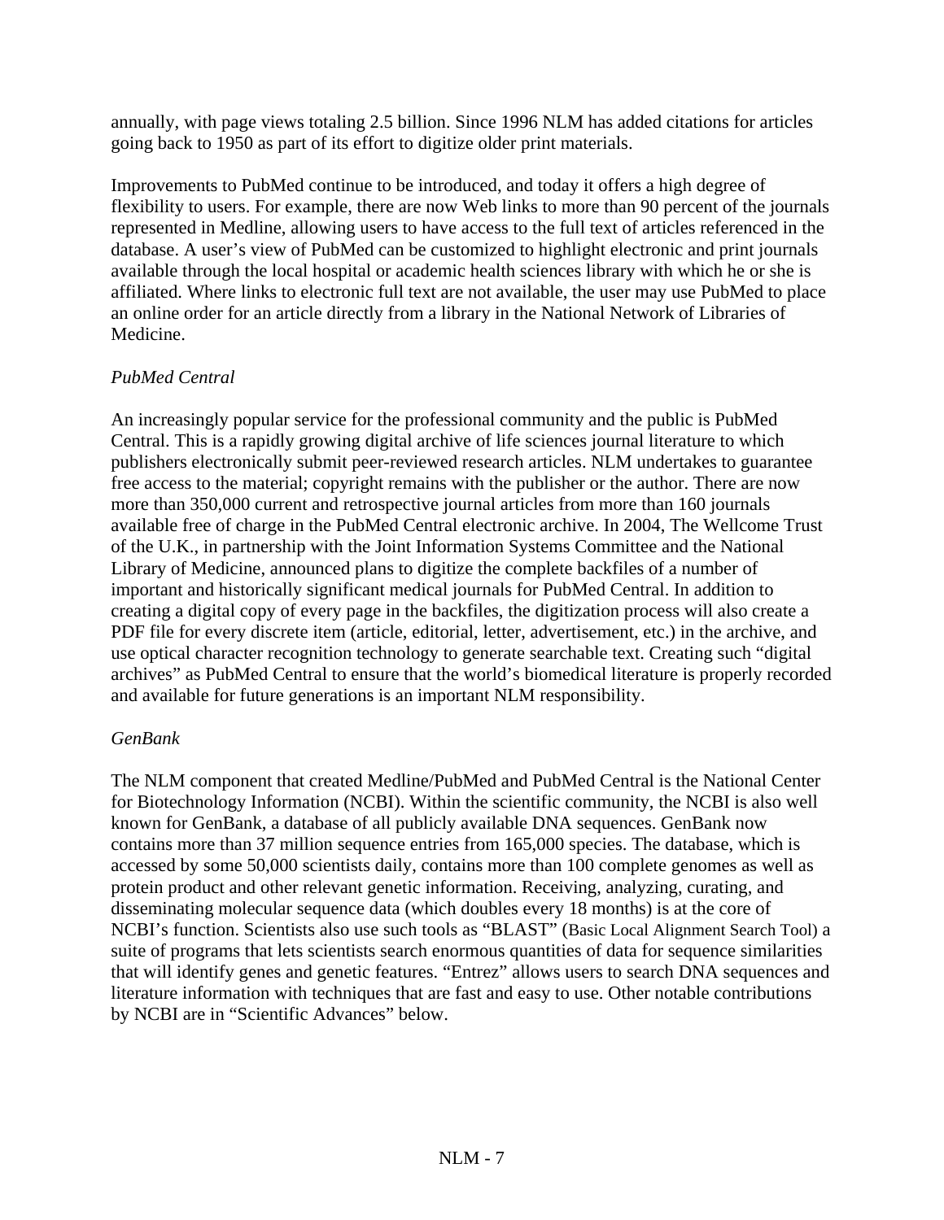annually, with page views totaling 2.5 billion. Since 1996 NLM has added citations for articles going back to 1950 as part of its effort to digitize older print materials.

Improvements to PubMed continue to be introduced, and today it offers a high degree of flexibility to users. For example, there are now Web links to more than 90 percent of the journals represented in Medline, allowing users to have access to the full text of articles referenced in the database. A user's view of PubMed can be customized to highlight electronic and print journals available through the local hospital or academic health sciences library with which he or she is affiliated. Where links to electronic full text are not available, the user may use PubMed to place an online order for an article directly from a library in the National Network of Libraries of Medicine.

*PubMed Central*

An increasingly popular service for the professional community and the public is PubMed Central. This is a rapidly growing digital archive of life sciences journal literature to which publishers electronically submit peer-reviewed research articles. NLM undertakes to guarantee free access to the material; copyright remains with the publisher or the author. There are now more than 350,000 current and retrospective journal articles from more than 160 journals available free of charge in the PubMed Central electronic archive. In 2004, The Wellcome Trust of the U.K., in partnership with the Joint Information Systems Committee and the National Library of Medicine, announced plans to digitize the complete backfiles of a number of important and historically significant medical journals for PubMed Central. In addition to creating a digital copy of every page in the backfiles, the digitization process will also create a PDF file for every discrete item (article, editorial, letter, advertisement, etc.) in the archive, and use optical character recognition technology to generate searchable text. Creating such "digital archives" as PubMed Central to ensure that the world's biomedical literature is properly recorded and available for future generations is an important NLM responsibility.

*GenBank*

The NLM component that created Medline/PubMed and PubMed Central is the National Center for Biotechnology Information (NCBI). Within the scientific community, the NCBI is also well known for GenBank, a database of all publicly available DNA sequences. GenBank now contains more than 37 million sequence entries from 165,000 species. The database, which is accessed by some 50,000 scientists daily, contains more than 100 complete genomes as well as protein product and other relevant genetic information. Receiving, analyzing, curating, and disseminating molecular sequence data (which doubles every 18 months) is at the core of NCBI's function. Scientists also use such tools as "BLAST" (Basic Local Alignment Search Tool) a suite of programs that lets scientists search enormous quantities of data for sequence similarities that will identify genes and genetic features. "Entrez" allows users to search DNA sequences and literature information with techniques that are fast and easy to use. Other notable contributions by NCBI are in "Scientific Advances" below.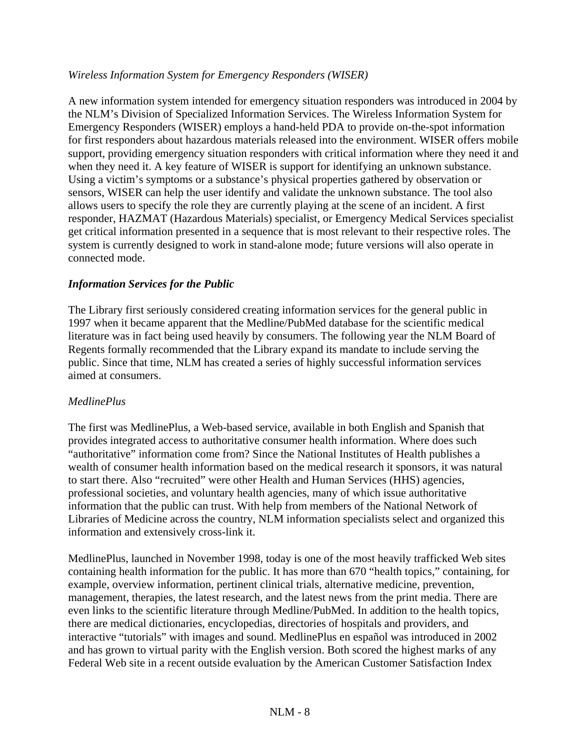*Wireless Information System for Emergency Responders (WISER)*

A new information system intended for emergency situation responders was introduced in 2004 by the NLM's Division of Specialized Information Services. The Wireless Information System for Emergency Responders (WISER) employs a hand-held PDA to provide on-the-spot information for first responders about hazardous materials released into the environment. WISER offers mobile support, providing emergency situation responders with critical information where they need it and when they need it. A key feature of WISER is support for identifying an unknown substance. Using a victim's symptoms or a substance's physical properties gathered by observation or sensors, WISER can help the user identify and validate the unknown substance. The tool also allows users to specify the role they are currently playing at the scene of an incident. A first responder, HAZMAT (Hazardous Materials) specialist, or Emergency Medical Services specialist get critical information presented in a sequence that is most relevant to their respective roles. The system is currently designed to work in stand-alone mode; future versions will also operate in connected mode.

### ***Information Services for the Public***

The Library first seriously considered creating information services for the general public in 1997 when it became apparent that the Medline/PubMed database for the scientific medical literature was in fact being used heavily by consumers. The following year the NLM Board of Regents formally recommended that the Library expand its mandate to include serving the public. Since that time, NLM has created a series of highly successful information services aimed at consumers.

*MedlinePlus*

The first was MedlinePlus, a Web-based service, available in both English and Spanish that provides integrated access to authoritative consumer health information. Where does such "authoritative" information come from? Since the National Institutes of Health publishes a wealth of consumer health information based on the medical research it sponsors, it was natural to start there. Also "recruited" were other Health and Human Services (HHS) agencies, professional societies, and voluntary health agencies, many of which issue authoritative information that the public can trust. With help from members of the National Network of Libraries of Medicine across the country, NLM information specialists select and organized this information and extensively cross-link it.

MedlinePlus, launched in November 1998, today is one of the most heavily trafficked Web sites containing health information for the public. It has more than 670 "health topics," containing, for example, overview information, pertinent clinical trials, alternative medicine, prevention, management, therapies, the latest research, and the latest news from the print media. There are even links to the scientific literature through Medline/PubMed. In addition to the health topics, there are medical dictionaries, encyclopedias, directories of hospitals and providers, and interactive "tutorials" with images and sound. MedlinePlus en español was introduced in 2002 and has grown to virtual parity with the English version. Both scored the highest marks of any Federal Web site in a recent outside evaluation by the American Customer Satisfaction Index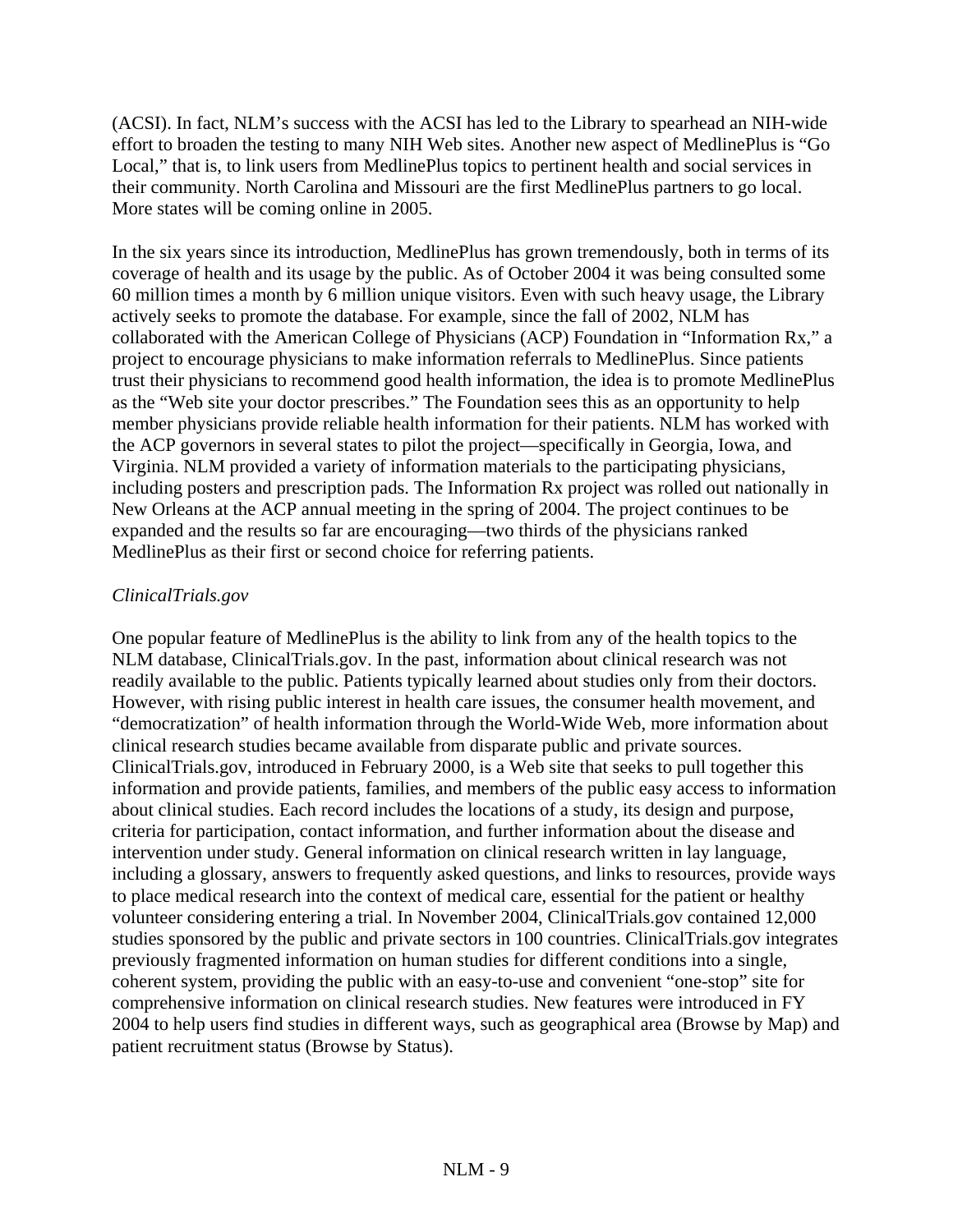(ACSI). In fact, NLM's success with the ACSI has led to the Library to spearhead an NIH-wide effort to broaden the testing to many NIH Web sites. Another new aspect of MedlinePlus is "Go Local," that is, to link users from MedlinePlus topics to pertinent health and social services in their community. North Carolina and Missouri are the first MedlinePlus partners to go local. More states will be coming online in 2005.

In the six years since its introduction, MedlinePlus has grown tremendously, both in terms of its coverage of health and its usage by the public. As of October 2004 it was being consulted some 60 million times a month by 6 million unique visitors. Even with such heavy usage, the Library actively seeks to promote the database. For example, since the fall of 2002, NLM has collaborated with the American College of Physicians (ACP) Foundation in "Information Rx," a project to encourage physicians to make information referrals to MedlinePlus. Since patients trust their physicians to recommend good health information, the idea is to promote MedlinePlus as the "Web site your doctor prescribes." The Foundation sees this as an opportunity to help member physicians provide reliable health information for their patients. NLM has worked with the ACP governors in several states to pilot the project—specifically in Georgia, Iowa, and Virginia. NLM provided a variety of information materials to the participating physicians, including posters and prescription pads. The Information Rx project was rolled out nationally in New Orleans at the ACP annual meeting in the spring of 2004. The project continues to be expanded and the results so far are encouraging—two thirds of the physicians ranked MedlinePlus as their first or second choice for referring patients.

*ClinicalTrials.gov*

One popular feature of MedlinePlus is the ability to link from any of the health topics to the NLM database, ClinicalTrials.gov. In the past, information about clinical research was not readily available to the public. Patients typically learned about studies only from their doctors. However, with rising public interest in health care issues, the consumer health movement, and "democratization" of health information through the World-Wide Web, more information about clinical research studies became available from disparate public and private sources. ClinicalTrials.gov, introduced in February 2000, is a Web site that seeks to pull together this information and provide patients, families, and members of the public easy access to information about clinical studies. Each record includes the locations of a study, its design and purpose, criteria for participation, contact information, and further information about the disease and intervention under study. General information on clinical research written in lay language, including a glossary, answers to frequently asked questions, and links to resources, provide ways to place medical research into the context of medical care, essential for the patient or healthy volunteer considering entering a trial. In November 2004, ClinicalTrials.gov contained 12,000 studies sponsored by the public and private sectors in 100 countries. ClinicalTrials.gov integrates previously fragmented information on human studies for different conditions into a single, coherent system, providing the public with an easy-to-use and convenient "one-stop" site for comprehensive information on clinical research studies. New features were introduced in FY 2004 to help users find studies in different ways, such as geographical area (Browse by Map) and patient recruitment status (Browse by Status).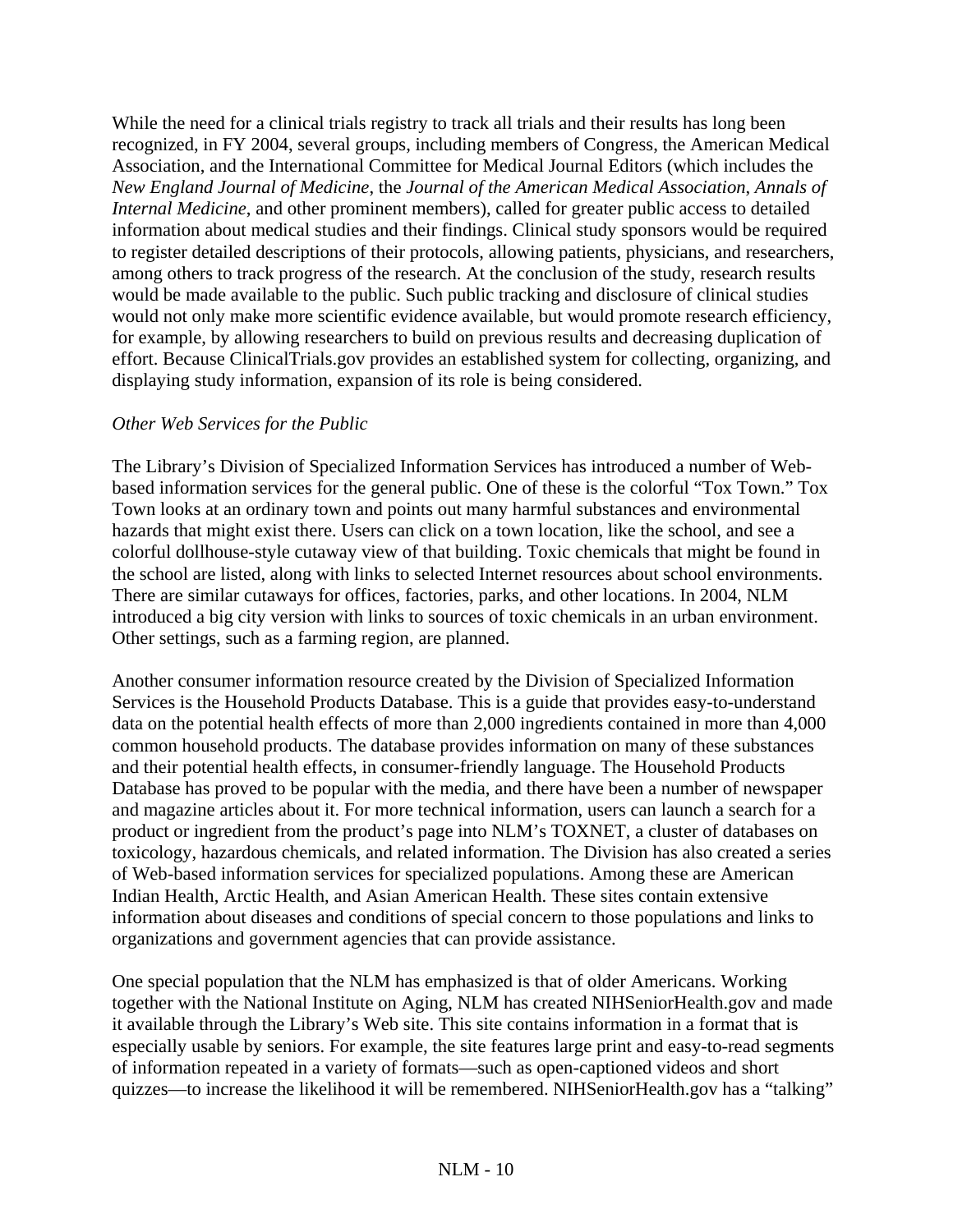While the need for a clinical trials registry to track all trials and their results has long been recognized, in FY 2004, several groups, including members of Congress, the American Medical Association, and the International Committee for Medical Journal Editors (which includes the *New England Journal of Medicine*, the *Journal of the American Medical Association, Annals of Internal Medicine*, and other prominent members), called for greater public access to detailed information about medical studies and their findings. Clinical study sponsors would be required to register detailed descriptions of their protocols, allowing patients, physicians, and researchers, among others to track progress of the research. At the conclusion of the study, research results would be made available to the public. Such public tracking and disclosure of clinical studies would not only make more scientific evidence available, but would promote research efficiency, for example, by allowing researchers to build on previous results and decreasing duplication of effort. Because ClinicalTrials.gov provides an established system for collecting, organizing, and displaying study information, expansion of its role is being considered.

*Other Web Services for the Public*

The Library's Division of Specialized Information Services has introduced a number of Web-based information services for the general public. One of these is the colorful "Tox Town." Tox Town looks at an ordinary town and points out many harmful substances and environmental hazards that might exist there. Users can click on a town location, like the school, and see a colorful dollhouse-style cutaway view of that building. Toxic chemicals that might be found in the school are listed, along with links to selected Internet resources about school environments. There are similar cutaways for offices, factories, parks, and other locations. In 2004, NLM introduced a big city version with links to sources of toxic chemicals in an urban environment. Other settings, such as a farming region, are planned.

Another consumer information resource created by the Division of Specialized Information Services is the Household Products Database. This is a guide that provides easy-to-understand data on the potential health effects of more than 2,000 ingredients contained in more than 4,000 common household products. The database provides information on many of these substances and their potential health effects, in consumer-friendly language. The Household Products Database has proved to be popular with the media, and there have been a number of newspaper and magazine articles about it. For more technical information, users can launch a search for a product or ingredient from the product's page into NLM's TOXNET, a cluster of databases on toxicology, hazardous chemicals, and related information. The Division has also created a series of Web-based information services for specialized populations. Among these are American Indian Health, Arctic Health, and Asian American Health. These sites contain extensive information about diseases and conditions of special concern to those populations and links to organizations and government agencies that can provide assistance.

One special population that the NLM has emphasized is that of older Americans. Working together with the National Institute on Aging, NLM has created NIHSeniorHealth.gov and made it available through the Library's Web site. This site contains information in a format that is especially usable by seniors. For example, the site features large print and easy-to-read segments of information repeated in a variety of formats—such as open-captioned videos and short quizzes—to increase the likelihood it will be remembered. NIHSeniorHealth.gov has a "talking"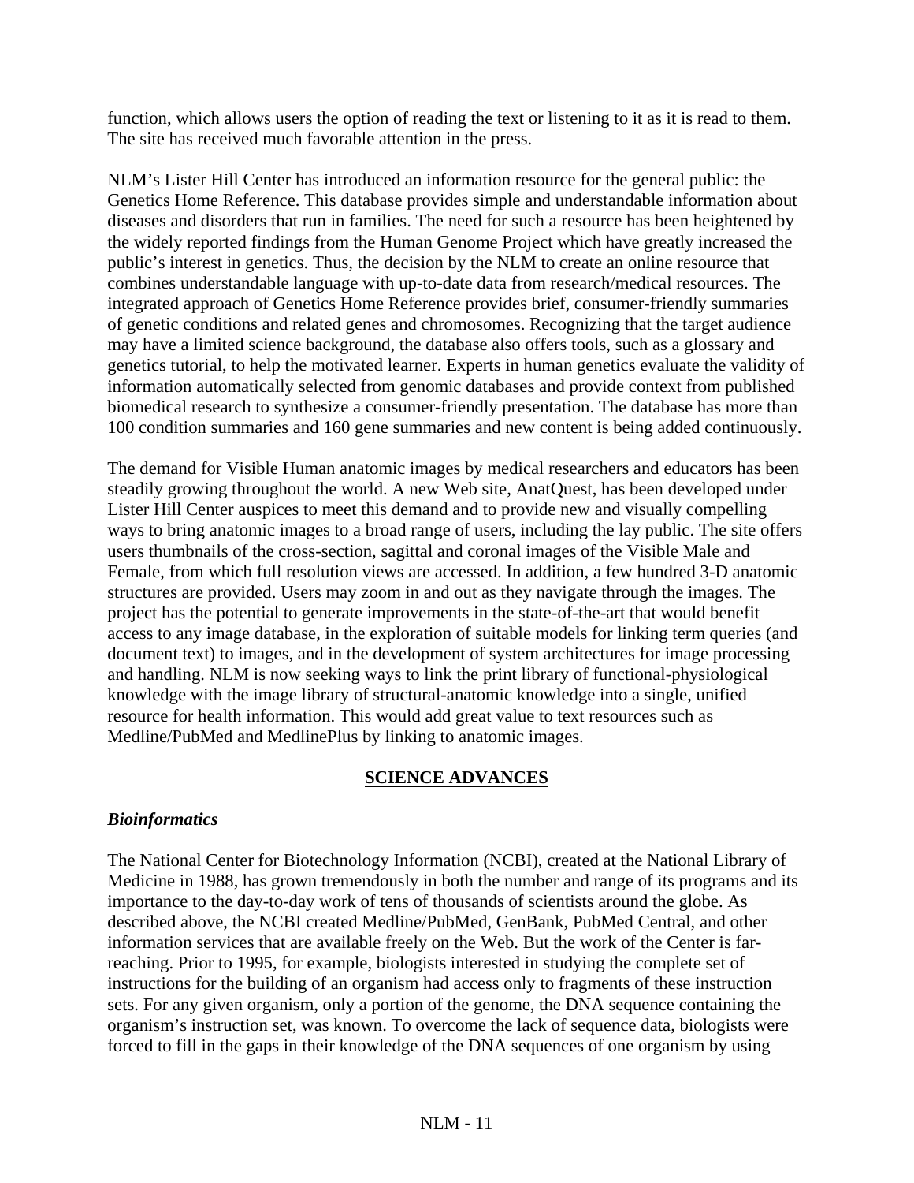function, which allows users the option of reading the text or listening to it as it is read to them. The site has received much favorable attention in the press.

NLM's Lister Hill Center has introduced an information resource for the general public: the Genetics Home Reference. This database provides simple and understandable information about diseases and disorders that run in families. The need for such a resource has been heightened by the widely reported findings from the Human Genome Project which have greatly increased the public's interest in genetics. Thus, the decision by the NLM to create an online resource that combines understandable language with up-to-date data from research/medical resources. The integrated approach of Genetics Home Reference provides brief, consumer-friendly summaries of genetic conditions and related genes and chromosomes. Recognizing that the target audience may have a limited science background, the database also offers tools, such as a glossary and genetics tutorial, to help the motivated learner. Experts in human genetics evaluate the validity of information automatically selected from genomic databases and provide context from published biomedical research to synthesize a consumer-friendly presentation. The database has more than 100 condition summaries and 160 gene summaries and new content is being added continuously.

The demand for Visible Human anatomic images by medical researchers and educators has been steadily growing throughout the world. A new Web site, AnatQuest, has been developed under Lister Hill Center auspices to meet this demand and to provide new and visually compelling ways to bring anatomic images to a broad range of users, including the lay public. The site offers users thumbnails of the cross-section, sagittal and coronal images of the Visible Male and Female, from which full resolution views are accessed. In addition, a few hundred 3-D anatomic structures are provided. Users may zoom in and out as they navigate through the images. The project has the potential to generate improvements in the state-of-the-art that would benefit access to any image database, in the exploration of suitable models for linking term queries (and document text) to images, and in the development of system architectures for image processing and handling. NLM is now seeking ways to link the print library of functional-physiological knowledge with the image library of structural-anatomic knowledge into a single, unified resource for health information. This would add great value to text resources such as Medline/PubMed and MedlinePlus by linking to anatomic images.

## SCIENCE ADVANCES

### *Bioinformatics*

The National Center for Biotechnology Information (NCBI), created at the National Library of Medicine in 1988, has grown tremendously in both the number and range of its programs and its importance to the day-to-day work of tens of thousands of scientists around the globe. As described above, the NCBI created Medline/PubMed, GenBank, PubMed Central, and other information services that are available freely on the Web. But the work of the Center is far-reaching. Prior to 1995, for example, biologists interested in studying the complete set of instructions for the building of an organism had access only to fragments of these instruction sets. For any given organism, only a portion of the genome, the DNA sequence containing the organism's instruction set, was known. To overcome the lack of sequence data, biologists were forced to fill in the gaps in their knowledge of the DNA sequences of one organism by using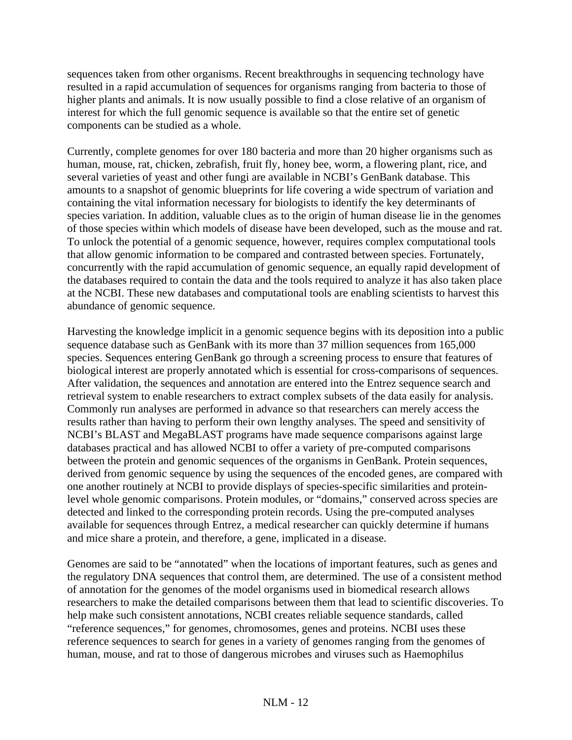sequences taken from other organisms. Recent breakthroughs in sequencing technology have resulted in a rapid accumulation of sequences for organisms ranging from bacteria to those of higher plants and animals. It is now usually possible to find a close relative of an organism of interest for which the full genomic sequence is available so that the entire set of genetic components can be studied as a whole.

Currently, complete genomes for over 180 bacteria and more than 20 higher organisms such as human, mouse, rat, chicken, zebrafish, fruit fly, honey bee, worm, a flowering plant, rice, and several varieties of yeast and other fungi are available in NCBI's GenBank database. This amounts to a snapshot of genomic blueprints for life covering a wide spectrum of variation and containing the vital information necessary for biologists to identify the key determinants of species variation. In addition, valuable clues as to the origin of human disease lie in the genomes of those species within which models of disease have been developed, such as the mouse and rat. To unlock the potential of a genomic sequence, however, requires complex computational tools that allow genomic information to be compared and contrasted between species. Fortunately, concurrently with the rapid accumulation of genomic sequence, an equally rapid development of the databases required to contain the data and the tools required to analyze it has also taken place at the NCBI. These new databases and computational tools are enabling scientists to harvest this abundance of genomic sequence.

Harvesting the knowledge implicit in a genomic sequence begins with its deposition into a public sequence database such as GenBank with its more than 37 million sequences from 165,000 species. Sequences entering GenBank go through a screening process to ensure that features of biological interest are properly annotated which is essential for cross-comparisons of sequences. After validation, the sequences and annotation are entered into the Entrez sequence search and retrieval system to enable researchers to extract complex subsets of the data easily for analysis. Commonly run analyses are performed in advance so that researchers can merely access the results rather than having to perform their own lengthy analyses. The speed and sensitivity of NCBI's BLAST and MegaBLAST programs have made sequence comparisons against large databases practical and has allowed NCBI to offer a variety of pre-computed comparisons between the protein and genomic sequences of the organisms in GenBank. Protein sequences, derived from genomic sequence by using the sequences of the encoded genes, are compared with one another routinely at NCBI to provide displays of species-specific similarities and protein-level whole genomic comparisons. Protein modules, or "domains," conserved across species are detected and linked to the corresponding protein records. Using the pre-computed analyses available for sequences through Entrez, a medical researcher can quickly determine if humans and mice share a protein, and therefore, a gene, implicated in a disease.

Genomes are said to be "annotated" when the locations of important features, such as genes and the regulatory DNA sequences that control them, are determined. The use of a consistent method of annotation for the genomes of the model organisms used in biomedical research allows researchers to make the detailed comparisons between them that lead to scientific discoveries. To help make such consistent annotations, NCBI creates reliable sequence standards, called "reference sequences," for genomes, chromosomes, genes and proteins. NCBI uses these reference sequences to search for genes in a variety of genomes ranging from the genomes of human, mouse, and rat to those of dangerous microbes and viruses such as Haemophilus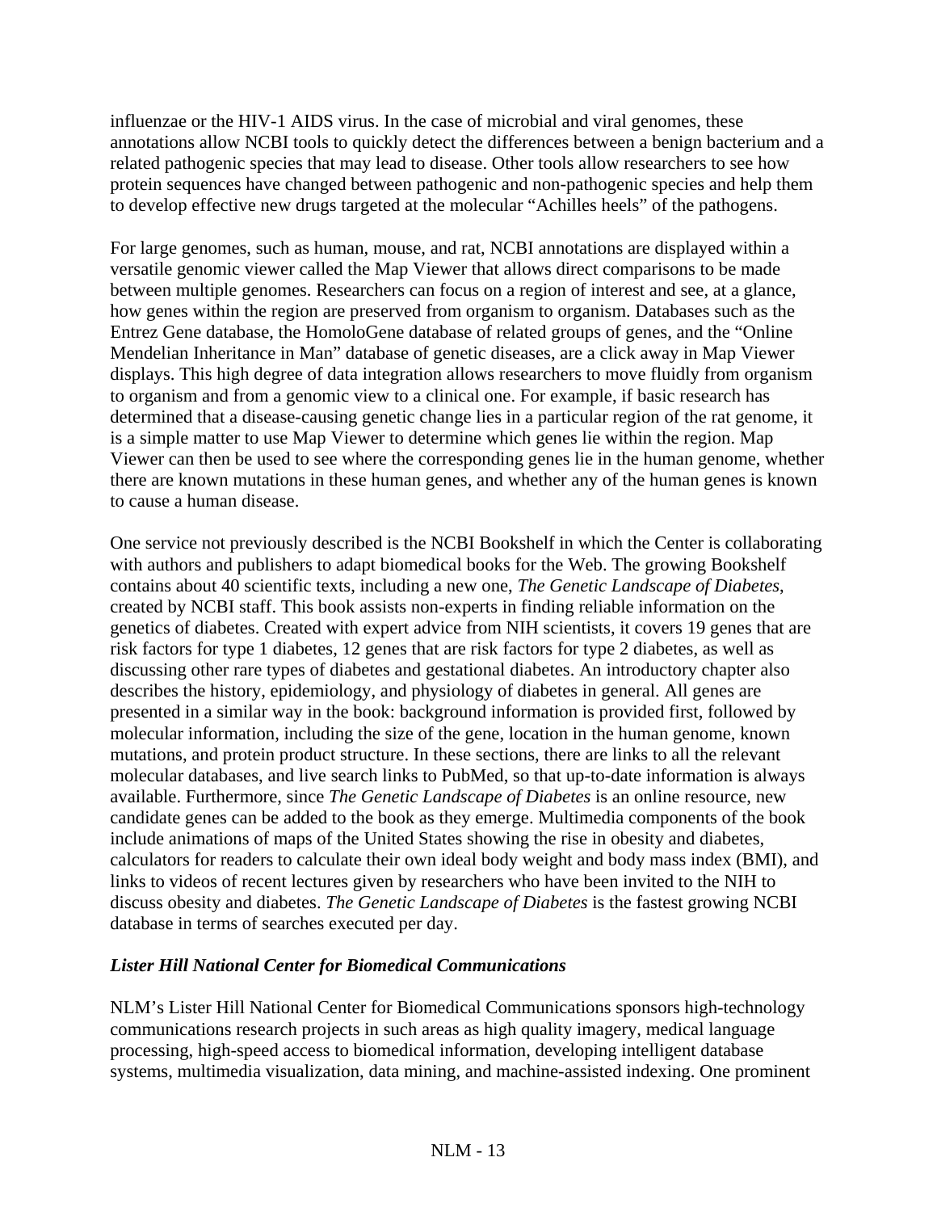influenzae or the HIV-1 AIDS virus. In the case of microbial and viral genomes, these annotations allow NCBI tools to quickly detect the differences between a benign bacterium and a related pathogenic species that may lead to disease. Other tools allow researchers to see how protein sequences have changed between pathogenic and non-pathogenic species and help them to develop effective new drugs targeted at the molecular "Achilles heels" of the pathogens.

For large genomes, such as human, mouse, and rat, NCBI annotations are displayed within a versatile genomic viewer called the Map Viewer that allows direct comparisons to be made between multiple genomes. Researchers can focus on a region of interest and see, at a glance, how genes within the region are preserved from organism to organism. Databases such as the Entrez Gene database, the HomoloGene database of related groups of genes, and the "Online Mendelian Inheritance in Man" database of genetic diseases, are a click away in Map Viewer displays. This high degree of data integration allows researchers to move fluidly from organism to organism and from a genomic view to a clinical one. For example, if basic research has determined that a disease-causing genetic change lies in a particular region of the rat genome, it is a simple matter to use Map Viewer to determine which genes lie within the region. Map Viewer can then be used to see where the corresponding genes lie in the human genome, whether there are known mutations in these human genes, and whether any of the human genes is known to cause a human disease.

One service not previously described is the NCBI Bookshelf in which the Center is collaborating with authors and publishers to adapt biomedical books for the Web. The growing Bookshelf contains about 40 scientific texts, including a new one, *The Genetic Landscape of Diabetes*, created by NCBI staff. This book assists non-experts in finding reliable information on the genetics of diabetes. Created with expert advice from NIH scientists, it covers 19 genes that are risk factors for type 1 diabetes, 12 genes that are risk factors for type 2 diabetes, as well as discussing other rare types of diabetes and gestational diabetes. An introductory chapter also describes the history, epidemiology, and physiology of diabetes in general. All genes are presented in a similar way in the book: background information is provided first, followed by molecular information, including the size of the gene, location in the human genome, known mutations, and protein product structure. In these sections, there are links to all the relevant molecular databases, and live search links to PubMed, so that up-to-date information is always available. Furthermore, since *The Genetic Landscape of Diabetes* is an online resource, new candidate genes can be added to the book as they emerge. Multimedia components of the book include animations of maps of the United States showing the rise in obesity and diabetes, calculators for readers to calculate their own ideal body weight and body mass index (BMI), and links to videos of recent lectures given by researchers who have been invited to the NIH to discuss obesity and diabetes. *The Genetic Landscape of Diabetes* is the fastest growing NCBI database in terms of searches executed per day.

### *Lister Hill National Center for Biomedical Communications*

NLM's Lister Hill National Center for Biomedical Communications sponsors high-technology communications research projects in such areas as high quality imagery, medical language processing, high-speed access to biomedical information, developing intelligent database systems, multimedia visualization, data mining, and machine-assisted indexing. One prominent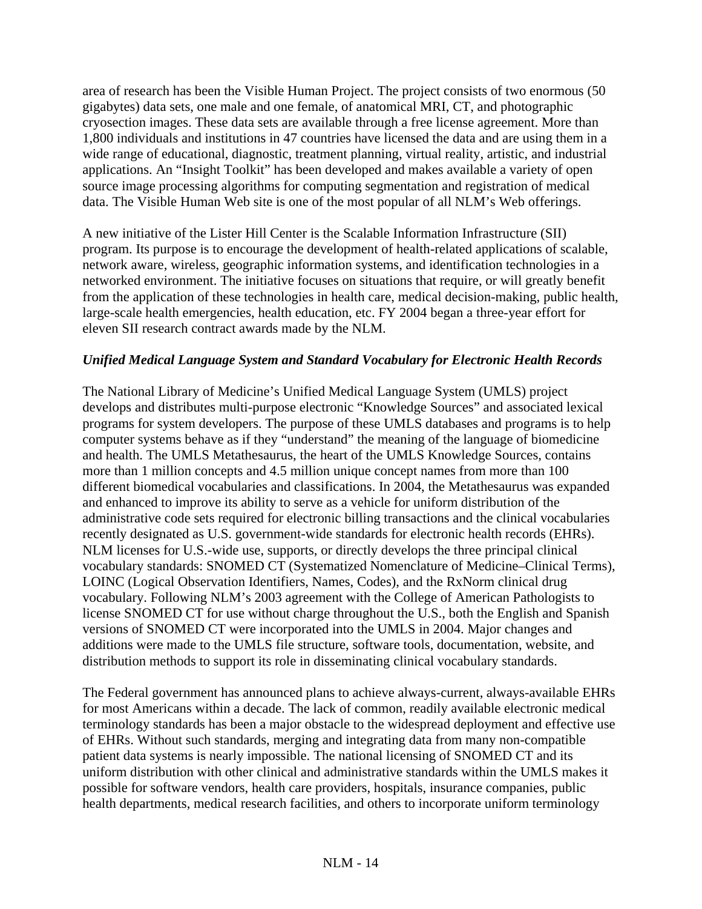area of research has been the Visible Human Project. The project consists of two enormous (50 gigabytes) data sets, one male and one female, of anatomical MRI, CT, and photographic cryosection images. These data sets are available through a free license agreement. More than 1,800 individuals and institutions in 47 countries have licensed the data and are using them in a wide range of educational, diagnostic, treatment planning, virtual reality, artistic, and industrial applications. An "Insight Toolkit" has been developed and makes available a variety of open source image processing algorithms for computing segmentation and registration of medical data. The Visible Human Web site is one of the most popular of all NLM's Web offerings.

A new initiative of the Lister Hill Center is the Scalable Information Infrastructure (SII) program. Its purpose is to encourage the development of health-related applications of scalable, network aware, wireless, geographic information systems, and identification technologies in a networked environment. The initiative focuses on situations that require, or will greatly benefit from the application of these technologies in health care, medical decision-making, public health, large-scale health emergencies, health education, etc. FY 2004 began a three-year effort for eleven SII research contract awards made by the NLM.

***Unified Medical Language System and Standard Vocabulary for Electronic Health Records***

The National Library of Medicine's Unified Medical Language System (UMLS) project develops and distributes multi-purpose electronic "Knowledge Sources" and associated lexical programs for system developers. The purpose of these UMLS databases and programs is to help computer systems behave as if they "understand" the meaning of the language of biomedicine and health. The UMLS Metathesaurus, the heart of the UMLS Knowledge Sources, contains more than 1 million concepts and 4.5 million unique concept names from more than 100 different biomedical vocabularies and classifications. In 2004, the Metathesaurus was expanded and enhanced to improve its ability to serve as a vehicle for uniform distribution of the administrative code sets required for electronic billing transactions and the clinical vocabularies recently designated as U.S. government-wide standards for electronic health records (EHRs). NLM licenses for U.S.-wide use, supports, or directly develops the three principal clinical vocabulary standards: SNOMED CT (Systematized Nomenclature of Medicine–Clinical Terms), LOINC (Logical Observation Identifiers, Names, Codes), and the RxNorm clinical drug vocabulary. Following NLM's 2003 agreement with the College of American Pathologists to license SNOMED CT for use without charge throughout the U.S., both the English and Spanish versions of SNOMED CT were incorporated into the UMLS in 2004. Major changes and additions were made to the UMLS file structure, software tools, documentation, website, and distribution methods to support its role in disseminating clinical vocabulary standards.

The Federal government has announced plans to achieve always-current, always-available EHRs for most Americans within a decade. The lack of common, readily available electronic medical terminology standards has been a major obstacle to the widespread deployment and effective use of EHRs. Without such standards, merging and integrating data from many non-compatible patient data systems is nearly impossible. The national licensing of SNOMED CT and its uniform distribution with other clinical and administrative standards within the UMLS makes it possible for software vendors, health care providers, hospitals, insurance companies, public health departments, medical research facilities, and others to incorporate uniform terminology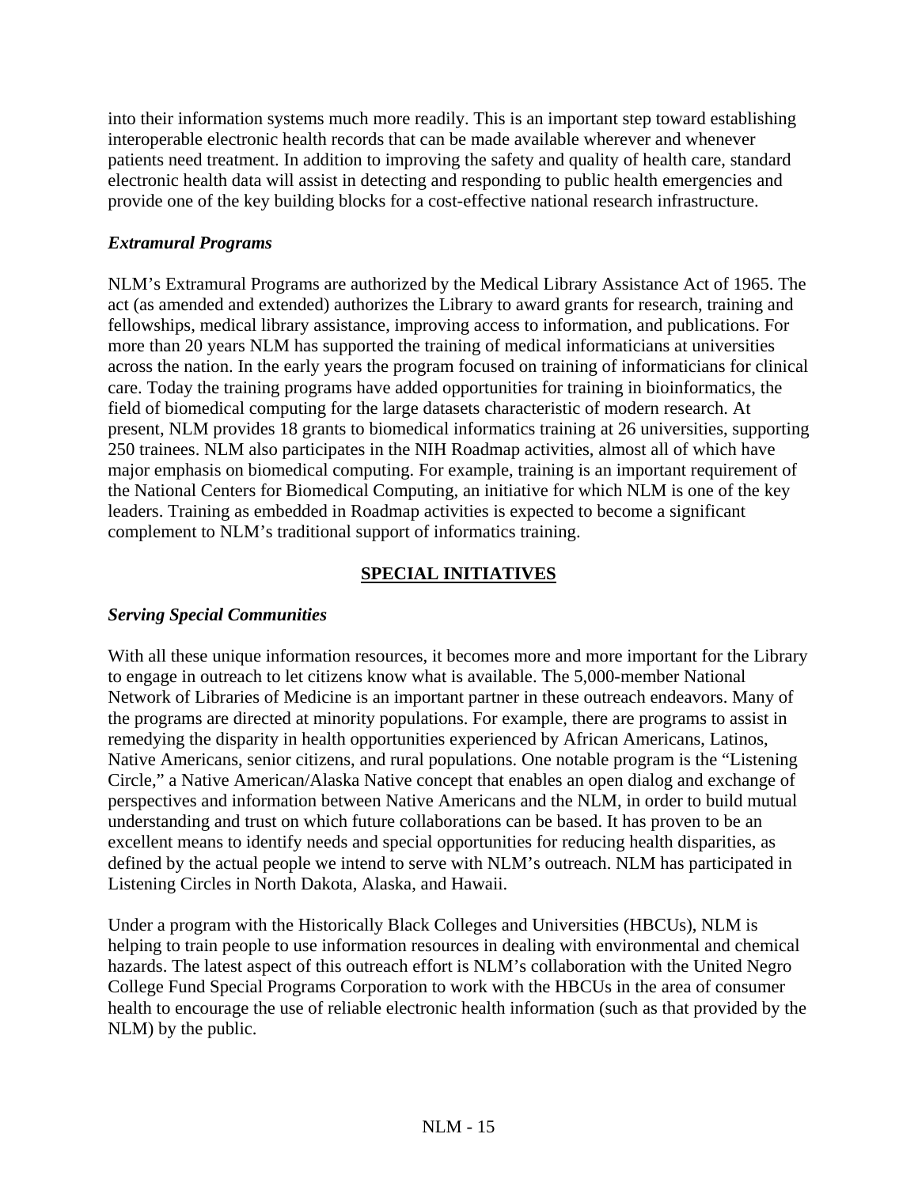into their information systems much more readily. This is an important step toward establishing interoperable electronic health records that can be made available wherever and whenever patients need treatment. In addition to improving the safety and quality of health care, standard electronic health data will assist in detecting and responding to public health emergencies and provide one of the key building blocks for a cost-effective national research infrastructure.

### *Extramural Programs*

NLM's Extramural Programs are authorized by the Medical Library Assistance Act of 1965. The act (as amended and extended) authorizes the Library to award grants for research, training and fellowships, medical library assistance, improving access to information, and publications. For more than 20 years NLM has supported the training of medical informaticians at universities across the nation. In the early years the program focused on training of informaticians for clinical care. Today the training programs have added opportunities for training in bioinformatics, the field of biomedical computing for the large datasets characteristic of modern research. At present, NLM provides 18 grants to biomedical informatics training at 26 universities, supporting 250 trainees. NLM also participates in the NIH Roadmap activities, almost all of which have major emphasis on biomedical computing. For example, training is an important requirement of the National Centers for Biomedical Computing, an initiative for which NLM is one of the key leaders. Training as embedded in Roadmap activities is expected to become a significant complement to NLM's traditional support of informatics training.

## SPECIAL INITIATIVES

### *Serving Special Communities*

With all these unique information resources, it becomes more and more important for the Library to engage in outreach to let citizens know what is available. The 5,000-member National Network of Libraries of Medicine is an important partner in these outreach endeavors. Many of the programs are directed at minority populations. For example, there are programs to assist in remedying the disparity in health opportunities experienced by African Americans, Latinos, Native Americans, senior citizens, and rural populations. One notable program is the "Listening Circle," a Native American/Alaska Native concept that enables an open dialog and exchange of perspectives and information between Native Americans and the NLM, in order to build mutual understanding and trust on which future collaborations can be based. It has proven to be an excellent means to identify needs and special opportunities for reducing health disparities, as defined by the actual people we intend to serve with NLM's outreach. NLM has participated in Listening Circles in North Dakota, Alaska, and Hawaii.

Under a program with the Historically Black Colleges and Universities (HBCUs), NLM is helping to train people to use information resources in dealing with environmental and chemical hazards. The latest aspect of this outreach effort is NLM's collaboration with the United Negro College Fund Special Programs Corporation to work with the HBCUs in the area of consumer health to encourage the use of reliable electronic health information (such as that provided by the NLM) by the public.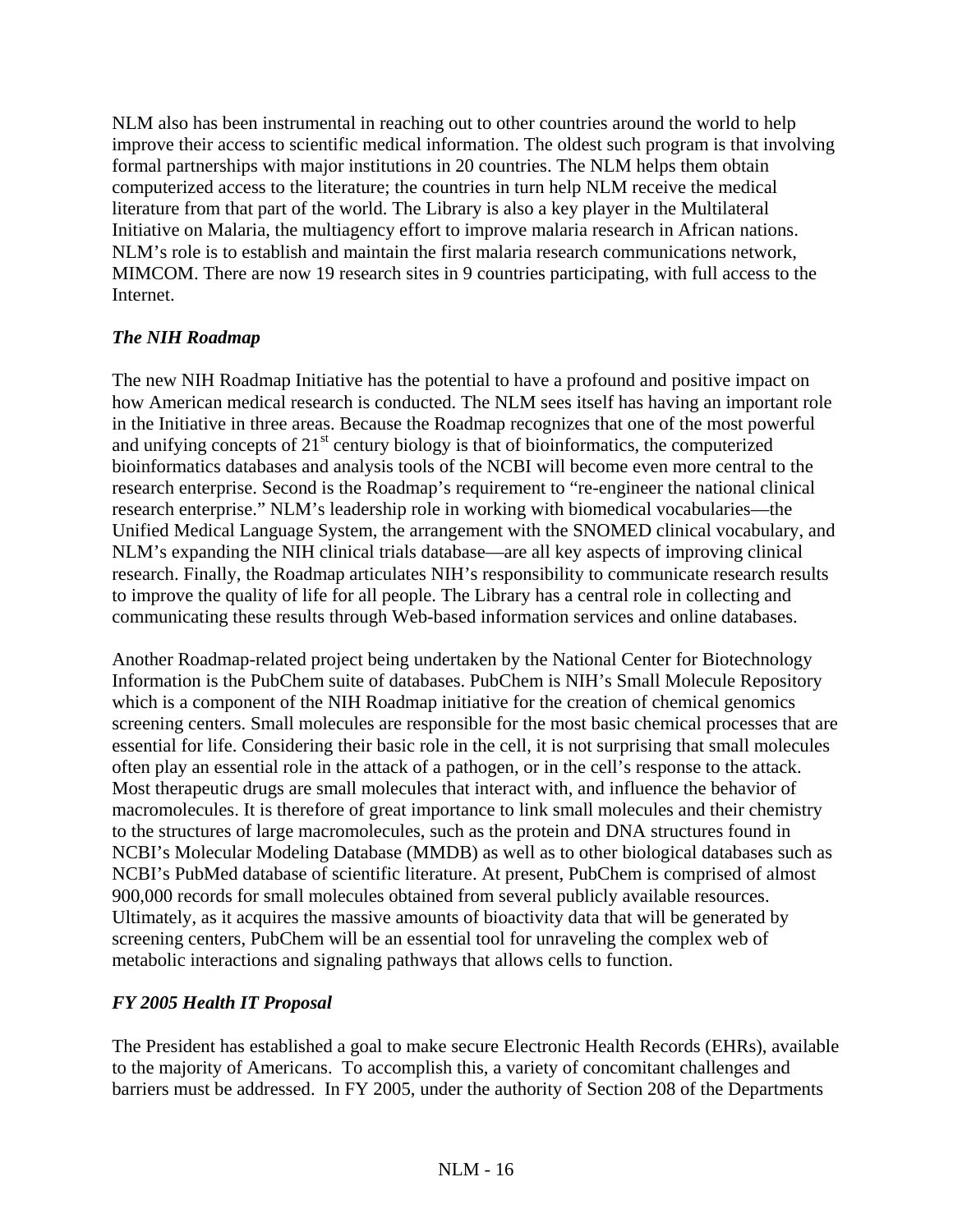NLM also has been instrumental in reaching out to other countries around the world to help improve their access to scientific medical information. The oldest such program is that involving formal partnerships with major institutions in 20 countries. The NLM helps them obtain computerized access to the literature; the countries in turn help NLM receive the medical literature from that part of the world. The Library is also a key player in the Multilateral Initiative on Malaria, the multiagency effort to improve malaria research in African nations. NLM's role is to establish and maintain the first malaria research communications network, MIMCOM. There are now 19 research sites in 9 countries participating, with full access to the Internet.

### *The NIH Roadmap*

The new NIH Roadmap Initiative has the potential to have a profound and positive impact on how American medical research is conducted. The NLM sees itself has having an important role in the Initiative in three areas. Because the Roadmap recognizes that one of the most powerful and unifying concepts of 21st century biology is that of bioinformatics, the computerized bioinformatics databases and analysis tools of the NCBI will become even more central to the research enterprise. Second is the Roadmap's requirement to "re-engineer the national clinical research enterprise." NLM's leadership role in working with biomedical vocabularies—the Unified Medical Language System, the arrangement with the SNOMED clinical vocabulary, and NLM's expanding the NIH clinical trials database—are all key aspects of improving clinical research. Finally, the Roadmap articulates NIH's responsibility to communicate research results to improve the quality of life for all people. The Library has a central role in collecting and communicating these results through Web-based information services and online databases.

Another Roadmap-related project being undertaken by the National Center for Biotechnology Information is the PubChem suite of databases. PubChem is NIH's Small Molecule Repository which is a component of the NIH Roadmap initiative for the creation of chemical genomics screening centers. Small molecules are responsible for the most basic chemical processes that are essential for life. Considering their basic role in the cell, it is not surprising that small molecules often play an essential role in the attack of a pathogen, or in the cell's response to the attack. Most therapeutic drugs are small molecules that interact with, and influence the behavior of macromolecules. It is therefore of great importance to link small molecules and their chemistry to the structures of large macromolecules, such as the protein and DNA structures found in NCBI's Molecular Modeling Database (MMDB) as well as to other biological databases such as NCBI's PubMed database of scientific literature. At present, PubChem is comprised of almost 900,000 records for small molecules obtained from several publicly available resources. Ultimately, as it acquires the massive amounts of bioactivity data that will be generated by screening centers, PubChem will be an essential tool for unraveling the complex web of metabolic interactions and signaling pathways that allows cells to function.

### *FY 2005 Health IT Proposal*

The President has established a goal to make secure Electronic Health Records (EHRs), available to the majority of Americans. To accomplish this, a variety of concomitant challenges and barriers must be addressed. In FY 2005, under the authority of Section 208 of the Departments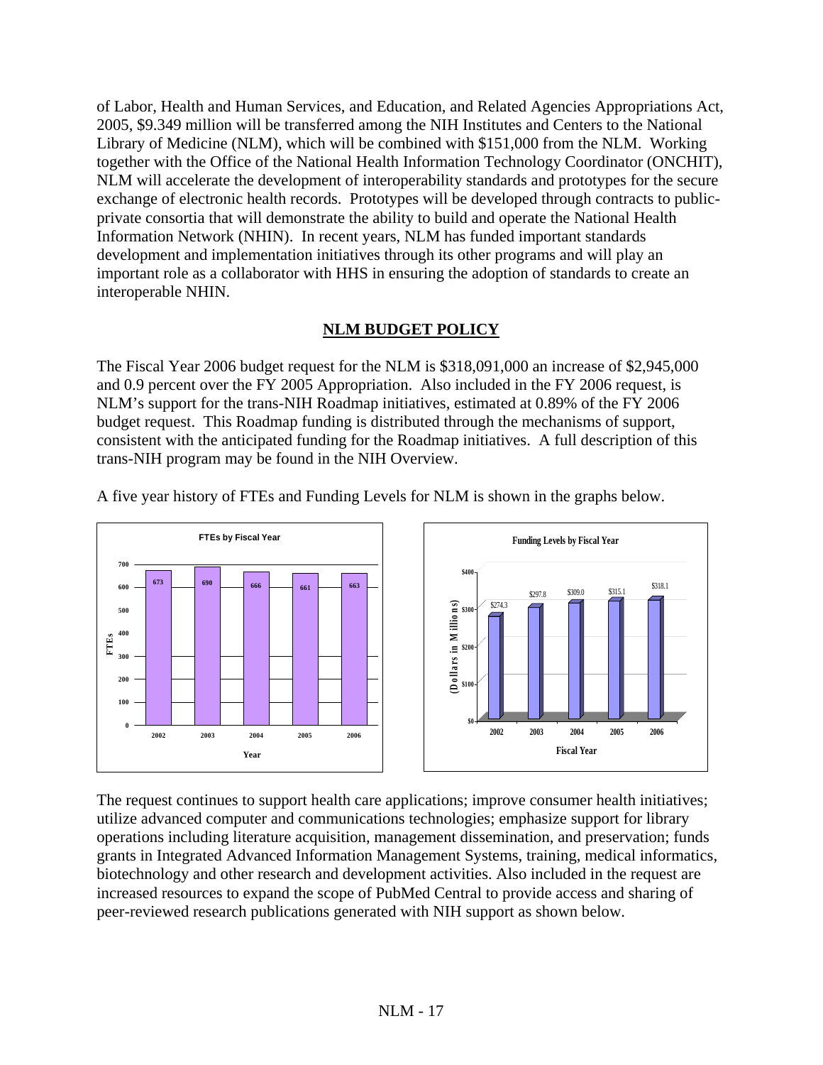of Labor, Health and Human Services, and Education, and Related Agencies Appropriations Act, 2005, $9.349 million will be transferred among the NIH Institutes and Centers to the National Library of Medicine (NLM), which will be combined with $151,000 from the NLM. Working together with the Office of the National Health Information Technology Coordinator (ONCHIT), NLM will accelerate the development of interoperability standards and prototypes for the secure exchange of electronic health records. Prototypes will be developed through contracts to public-private consortia that will demonstrate the ability to build and operate the National Health Information Network (NHIN). In recent years, NLM has funded important standards development and implementation initiatives through its other programs and will play an important role as a collaborator with HHS in ensuring the adoption of standards to create an interoperable NHIN.

## NLM BUDGET POLICY

The Fiscal Year 2006 budget request for the NLM is $318,091,000 an increase of $2,945,000 and 0.9 percent over the FY 2005 Appropriation. Also included in the FY 2006 request, is NLM's support for the trans-NIH Roadmap initiatives, estimated at 0.89% of the FY 2006 budget request. This Roadmap funding is distributed through the mechanisms of support, consistent with the anticipated funding for the Roadmap initiatives. A full description of this trans-NIH program may be found in the NIH Overview.

A five year history of FTEs and Funding Levels for NLM is shown in the graphs below.

**FTEs by Fiscal Year**

| Year | FTEs |
|---|---|
| 2002 | 673 |
| 2003 | 690 |
| 2004 | 666 |
| 2005 | 661 |
| 2006 | 663 |

**Funding Levels by Fiscal Year**

| Fiscal Year | Dollars in Millions |
|---|---|
| 2002 | $274.3 |
| 2003 | $297.8 |
| 2004 | $309.0 |
| 2005 | $315.1 |
| 2006 | $318.1 |

The request continues to support health care applications; improve consumer health initiatives; utilize advanced computer and communications technologies; emphasize support for library operations including literature acquisition, management dissemination, and preservation; funds grants in Integrated Advanced Information Management Systems, training, medical informatics, biotechnology and other research and development activities. Also included in the request are increased resources to expand the scope of PubMed Central to provide access and sharing of peer-reviewed research publications generated with NIH support as shown below.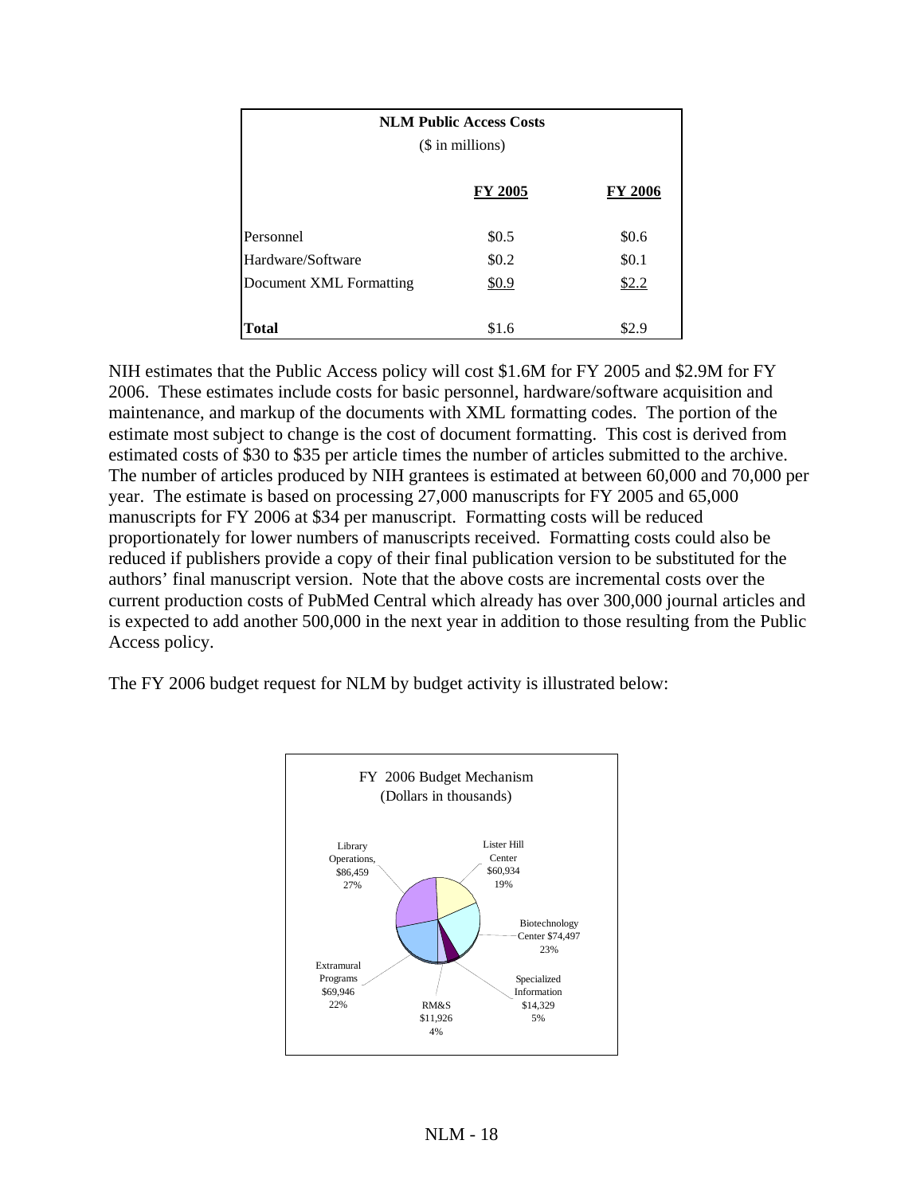| NLM Public Access Costs ($ in millions) | | |
|---|---|---|
| | **FY 2005** | **FY 2006** |
| Personnel | $0.5 | $0.6 |
| Hardware/Software | $0.2 | $0.1 |
| Document XML Formatting | $0.9 | $2.2 |
| **Total** | $1.6 | $2.9 |

NIH estimates that the Public Access policy will cost $1.6M for FY 2005 and $2.9M for FY 2006. These estimates include costs for basic personnel, hardware/software acquisition and maintenance, and markup of the documents with XML formatting codes. The portion of the estimate most subject to change is the cost of document formatting. This cost is derived from estimated costs of $30 to $35 per article times the number of articles submitted to the archive. The number of articles produced by NIH grantees is estimated at between 60,000 and 70,000 per year. The estimate is based on processing 27,000 manuscripts for FY 2005 and 65,000 manuscripts for FY 2006 at $34 per manuscript. Formatting costs will be reduced proportionately for lower numbers of manuscripts received. Formatting costs could also be reduced if publishers provide a copy of their final publication version to be substituted for the authors' final manuscript version. Note that the above costs are incremental costs over the current production costs of PubMed Central which already has over 300,000 journal articles and is expected to add another 500,000 in the next year in addition to those resulting from the Public Access policy.

The FY 2006 budget request for NLM by budget activity is illustrated below:

FY 2006 Budget Mechanism
(Dollars in thousands)

| Activity | Amount | Percent |
|---|---|---|
| Library Operations | $86,459 | 27% |
| Lister Hill Center | $60,934 | 19% |
| Biotechnology Center | $74,497 | 23% |
| Specialized Information | $14,329 | 5% |
| RM&S | $11,926 | 4% |
| Extramural Programs | $69,946 | 22% |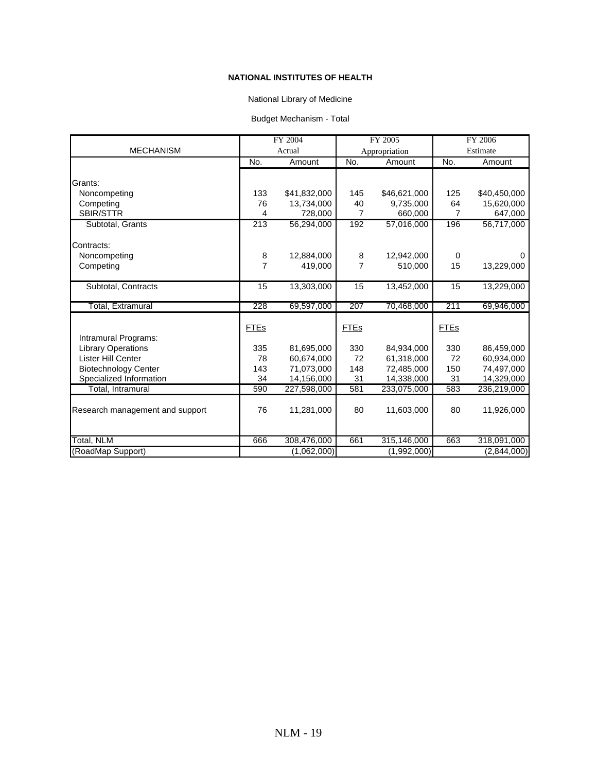**NATIONAL INSTITUTES OF HEALTH**

National Library of Medicine

Budget Mechanism - Total

| MECHANISM | FY 2004 Actual | | FY 2005 Appropriation | | FY 2006 Estimate | |
|---|---|---|---|---|---|---|
| | No. | Amount | No. | Amount | No. | Amount |
| Grants: | | | | | | |
| Noncompeting | 133 | $41,832,000 | 145 | $46,621,000 | 125 | $40,450,000 |
| Competing | 76 | 13,734,000 | 40 | 9,735,000 | 64 | 15,620,000 |
| SBIR/STTR | 4 | 728,000 | 7 | 660,000 | 7 | 647,000 |
| Subtotal, Grants | 213 | 56,294,000 | 192 | 57,016,000 | 196 | 56,717,000 |
| Contracts: | | | | | | |
| Noncompeting | 8 | 12,884,000 | 8 | 12,942,000 | 0 | 0 |
| Competing | 7 | 419,000 | 7 | 510,000 | 15 | 13,229,000 |
| Subtotal, Contracts | 15 | 13,303,000 | 15 | 13,452,000 | 15 | 13,229,000 |
| Total, Extramural | 228 | 69,597,000 | 207 | 70,468,000 | 211 | 69,946,000 |
| | FTEs | | FTEs | | FTEs | |
| Intramural Programs: | | | | | | |
| Library Operations | 335 | 81,695,000 | 330 | 84,934,000 | 330 | 86,459,000 |
| Lister Hill Center | 78 | 60,674,000 | 72 | 61,318,000 | 72 | 60,934,000 |
| Biotechnology Center | 143 | 71,073,000 | 148 | 72,485,000 | 150 | 74,497,000 |
| Specialized Information | 34 | 14,156,000 | 31 | 14,338,000 | 31 | 14,329,000 |
| Total, Intramural | 590 | 227,598,000 | 581 | 233,075,000 | 583 | 236,219,000 |
| Research management and support | 76 | 11,281,000 | 80 | 11,603,000 | 80 | 11,926,000 |
| Total, NLM | 666 | 308,476,000 | 661 | 315,146,000 | 663 | 318,091,000 |
| (RoadMap Support) | | (1,062,000) | | (1,992,000) | | (2,844,000) |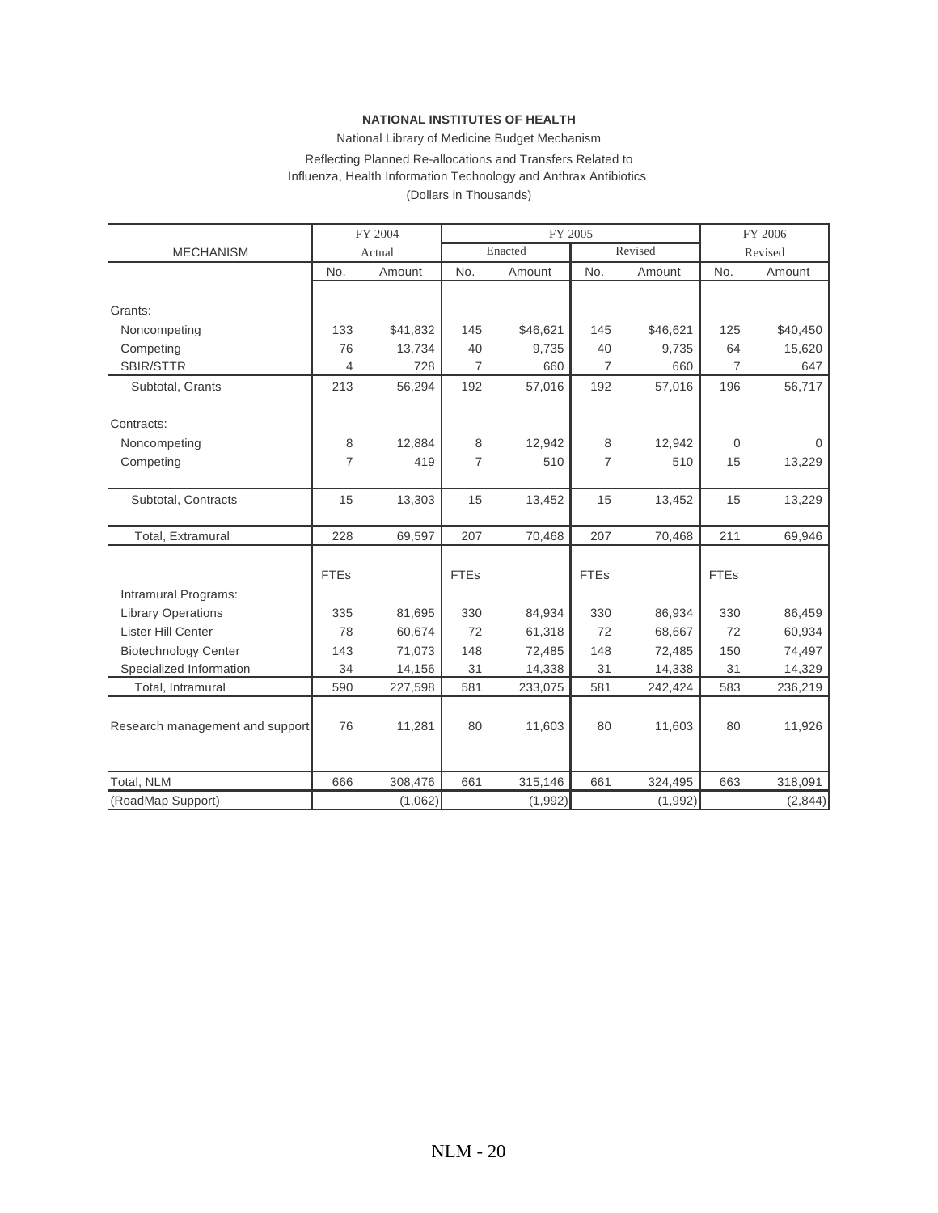**NATIONAL INSTITUTES OF HEALTH**

National Library of Medicine Budget Mechanism

Reflecting Planned Re-allocations and Transfers Related to
Influenza, Health Information Technology and Anthrax Antibiotics
(Dollars in Thousands)

| MECHANISM | FY 2004 Actual | | FY 2005 Enacted | | FY 2005 Revised | | FY 2006 Revised | |
|---|---|---|---|---|---|---|---|---|
| | No. | Amount | No. | Amount | No. | Amount | No. | Amount |
| Grants: | | | | | | | | |
| Noncompeting | 133 | $41,832 | 145 | $46,621 | 145 | $46,621 | 125 | $40,450 |
| Competing | 76 | 13,734 | 40 | 9,735 | 40 | 9,735 | 64 | 15,620 |
| SBIR/STTR | 4 | 728 | 7 | 660 | 7 | 660 | 7 | 647 |
| Subtotal, Grants | 213 | 56,294 | 192 | 57,016 | 192 | 57,016 | 196 | 56,717 |
| Contracts: | | | | | | | | |
| Noncompeting | 8 | 12,884 | 8 | 12,942 | 8 | 12,942 | 0 | 0 |
| Competing | 7 | 419 | 7 | 510 | 7 | 510 | 15 | 13,229 |
| Subtotal, Contracts | 15 | 13,303 | 15 | 13,452 | 15 | 13,452 | 15 | 13,229 |
| Total, Extramural | 228 | 69,597 | 207 | 70,468 | 207 | 70,468 | 211 | 69,946 |
| | FTEs | | FTEs | | FTEs | | FTEs | |
| Intramural Programs: | | | | | | | | |
| Library Operations | 335 | 81,695 | 330 | 84,934 | 330 | 86,934 | 330 | 86,459 |
| Lister Hill Center | 78 | 60,674 | 72 | 61,318 | 72 | 68,667 | 72 | 60,934 |
| Biotechnology Center | 143 | 71,073 | 148 | 72,485 | 148 | 72,485 | 150 | 74,497 |
| Specialized Information | 34 | 14,156 | 31 | 14,338 | 31 | 14,338 | 31 | 14,329 |
| Total, Intramural | 590 | 227,598 | 581 | 233,075 | 581 | 242,424 | 583 | 236,219 |
| Research management and support | 76 | 11,281 | 80 | 11,603 | 80 | 11,603 | 80 | 11,926 |
| Total, NLM | 666 | 308,476 | 661 | 315,146 | 661 | 324,495 | 663 | 318,091 |
| (RoadMap Support) | | (1,062) | | (1,992) | | (1,992) | | (2,844) |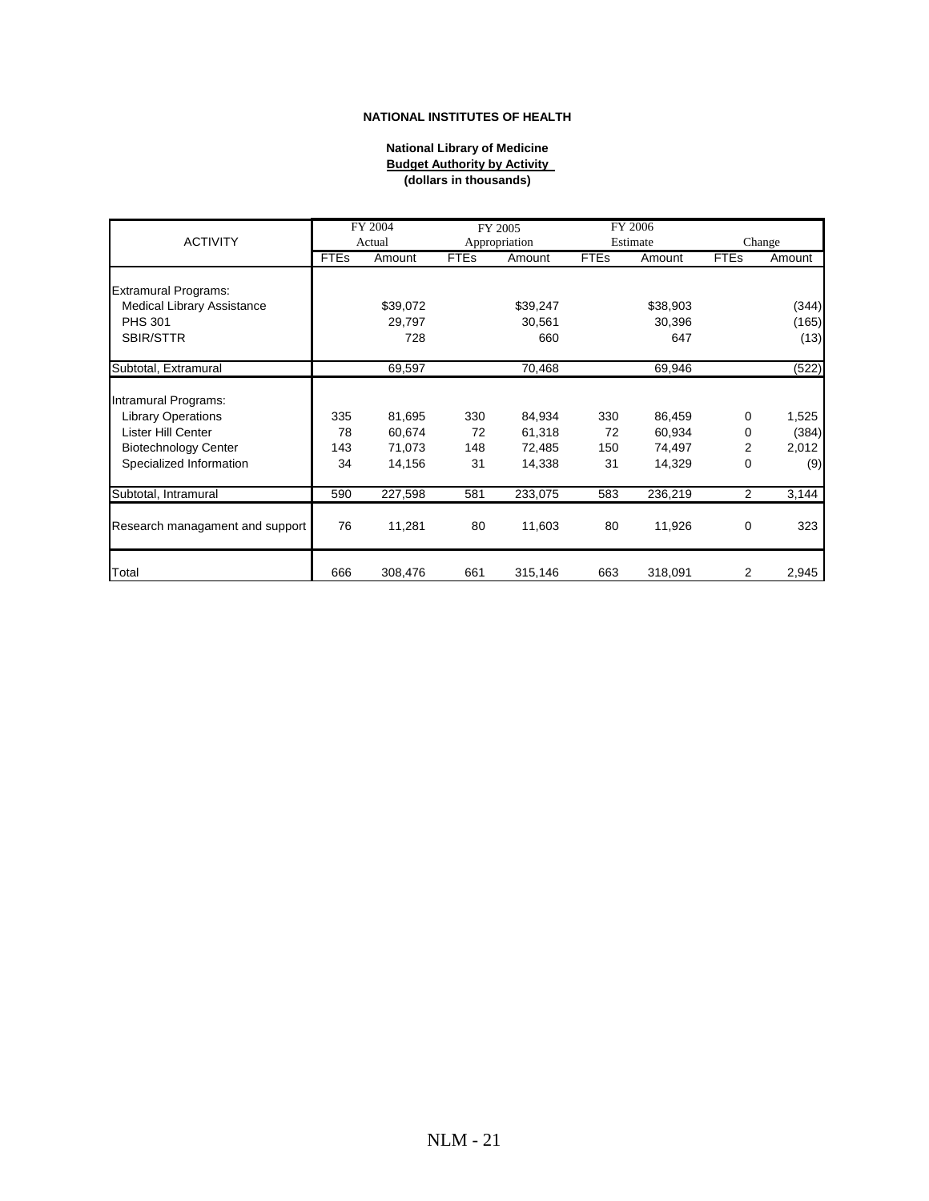**NATIONAL INSTITUTES OF HEALTH**

**National Library of Medicine**
**Budget Authority by Activity**
**(dollars in thousands)**

| ACTIVITY | FY 2004 Actual | | FY 2005 Appropriation | | FY 2006 Estimate | | Change | |
|---|---|---|---|---|---|---|---|---|
| | FTEs | Amount | FTEs | Amount | FTEs | Amount | FTEs | Amount |
| Extramural Programs: | | | | | | | | |
| Medical Library Assistance | | $39,072 | | $39,247 | | $38,903 | | (344) |
| PHS 301 | | 29,797 | | 30,561 | | 30,396 | | (165) |
| SBIR/STTR | | 728 | | 660 | | 647 | | (13) |
| Subtotal, Extramural | | 69,597 | | 70,468 | | 69,946 | | (522) |
| Intramural Programs: | | | | | | | | |
| Library Operations | 335 | 81,695 | 330 | 84,934 | 330 | 86,459 | 0 | 1,525 |
| Lister Hill Center | 78 | 60,674 | 72 | 61,318 | 72 | 60,934 | 0 | (384) |
| Biotechnology Center | 143 | 71,073 | 148 | 72,485 | 150 | 74,497 | 2 | 2,012 |
| Specialized Information | 34 | 14,156 | 31 | 14,338 | 31 | 14,329 | 0 | (9) |
| Subtotal, Intramural | 590 | 227,598 | 581 | 233,075 | 583 | 236,219 | 2 | 3,144 |
| Research managament and support | 76 | 11,281 | 80 | 11,603 | 80 | 11,926 | 0 | 323 |
| Total | 666 | 308,476 | 661 | 315,146 | 663 | 318,091 | 2 | 2,945 |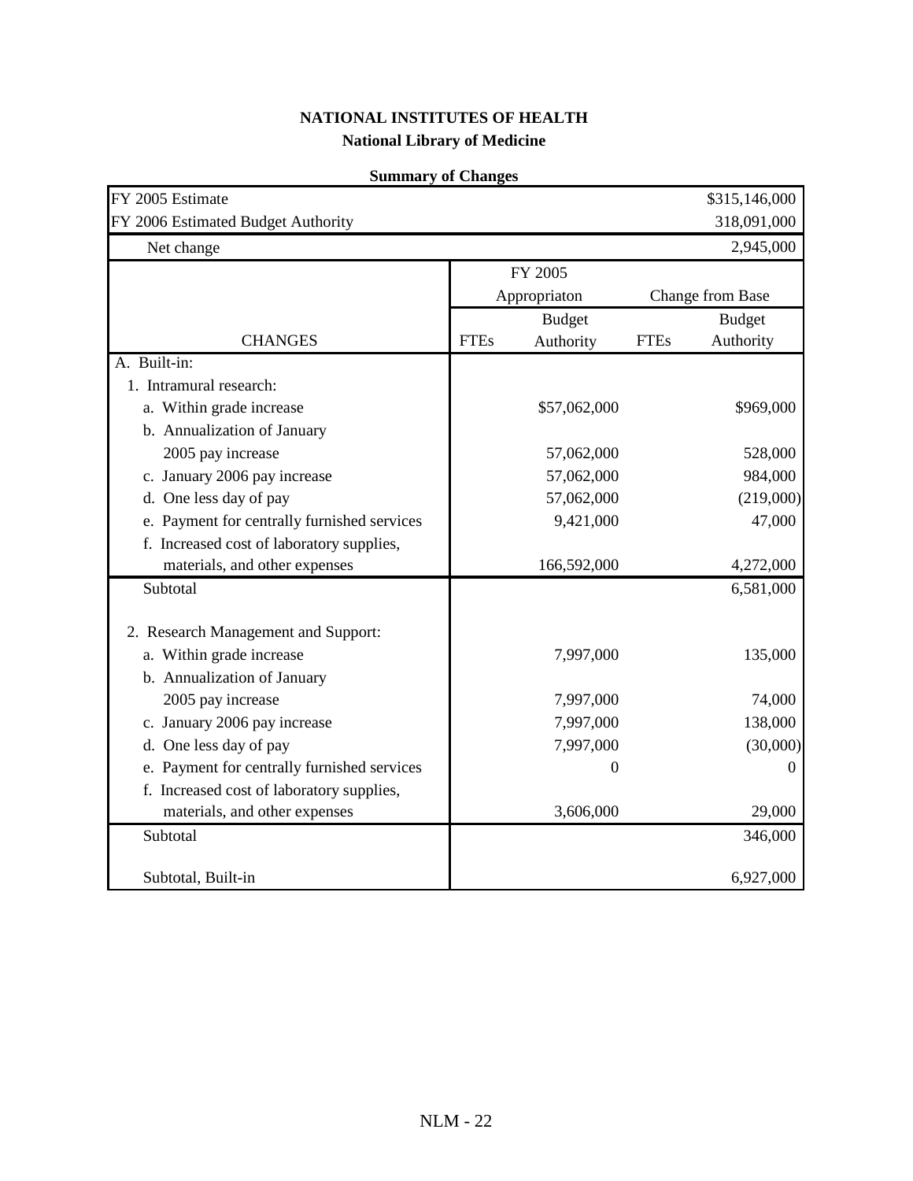**NATIONAL INSTITUTES OF HEALTH**

**National Library of Medicine**

**Summary of Changes**

| FY 2005 Estimate | | | | $315,146,000 |
|---|---|---|---|---|
| FY 2006 Estimated Budget Authority | | | | 318,091,000 |
| Net change | | | | 2,945,000 |
| | FY 2005 Appropriaton | | Change from Base | |
| CHANGES | FTEs | Budget Authority | FTEs | Budget Authority |
| A. Built-in: | | | | |
| 1. Intramural research: | | | | |
| a. Within grade increase | | $57,062,000 | | $969,000 |
| b. Annualization of January 2005 pay increase | | 57,062,000 | | 528,000 |
| c. January 2006 pay increase | | 57,062,000 | | 984,000 |
| d. One less day of pay | | 57,062,000 | | (219,000) |
| e. Payment for centrally furnished services | | 9,421,000 | | 47,000 |
| f. Increased cost of laboratory supplies, materials, and other expenses | | 166,592,000 | | 4,272,000 |
| Subtotal | | | | 6,581,000 |
| 2. Research Management and Support: | | | | |
| a. Within grade increase | | 7,997,000 | | 135,000 |
| b. Annualization of January 2005 pay increase | | 7,997,000 | | 74,000 |
| c. January 2006 pay increase | | 7,997,000 | | 138,000 |
| d. One less day of pay | | 7,997,000 | | (30,000) |
| e. Payment for centrally furnished services | | 0 | | 0 |
| f. Increased cost of laboratory supplies, materials, and other expenses | | 3,606,000 | | 29,000 |
| Subtotal | | | | 346,000 |
| Subtotal, Built-in | | | | 6,927,000 |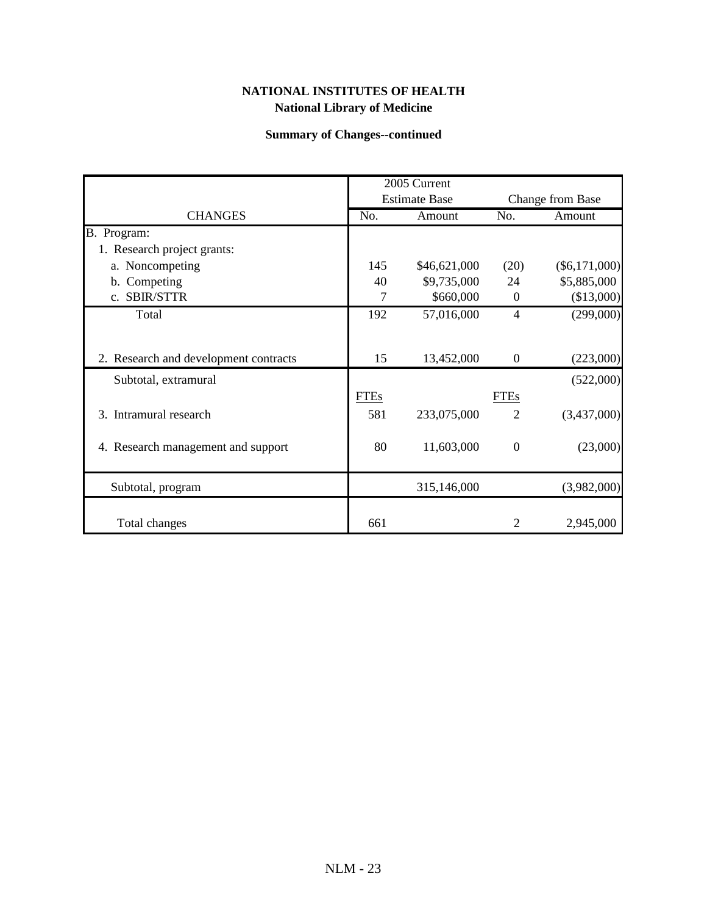**NATIONAL INSTITUTES OF HEALTH**
**National Library of Medicine**

**Summary of Changes--continued**

| CHANGES | 2005 Current Estimate Base | | Change from Base | |
|---|---|---|---|---|
| | No. | Amount | No. | Amount |
| B. Program: | | | | |
| 1. Research project grants: | | | | |
| a. Noncompeting | 145 | $46,621,000 | (20) | ($6,171,000) |
| b. Competing | 40 | $9,735,000 | 24 | $5,885,000 |
| c. SBIR/STTR | 7 | $660,000 | 0 | ($13,000) |
| Total | 192 | 57,016,000 | 4 | (299,000) |
| 2. Research and development contracts | 15 | 13,452,000 | 0 | (223,000) |
| Subtotal, extramural | | | | (522,000) |
| | FTEs | | FTEs | |
| 3. Intramural research | 581 | 233,075,000 | 2 | (3,437,000) |
| 4. Research management and support | 80 | 11,603,000 | 0 | (23,000) |
| Subtotal, program | | 315,146,000 | | (3,982,000) |
| Total changes | 661 | | 2 | 2,945,000 |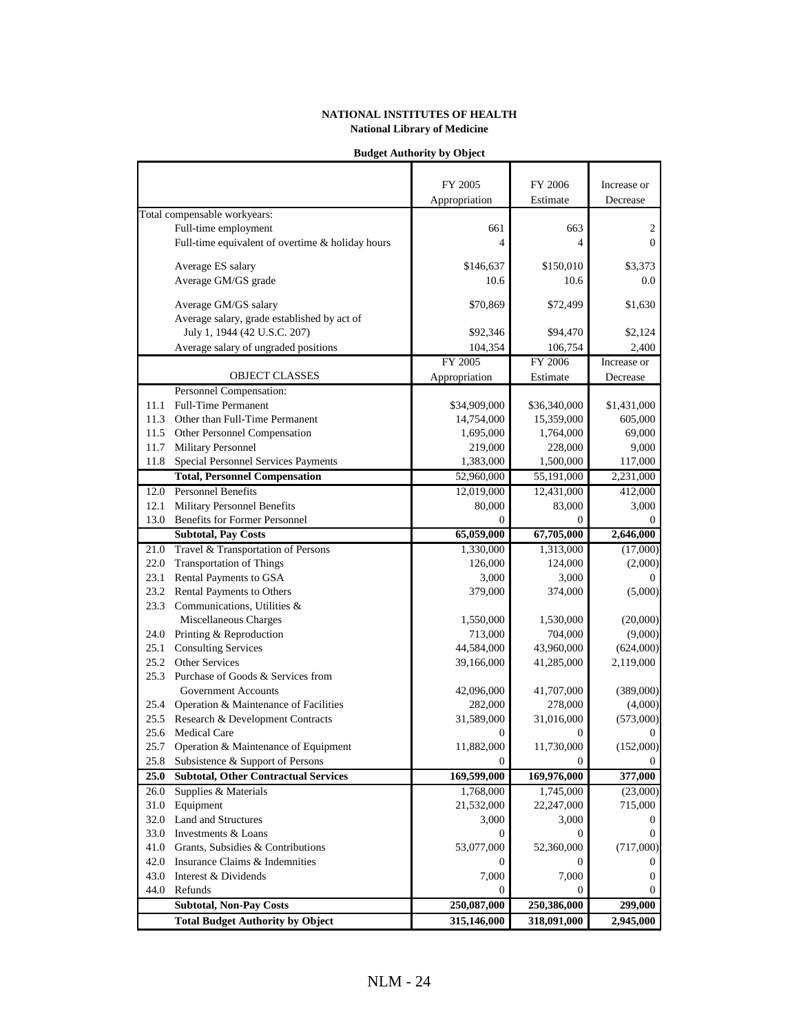**NATIONAL INSTITUTES OF HEALTH**
**National Library of Medicine**

**Budget Authority by Object**

| | | FY 2005 Appropriation | FY 2006 Estimate | Increase or Decrease |
|---|---|---|---|---|
| Total compensable workyears: | | | | |
| | Full-time employment | 661 | 663 | 2 |
| | Full-time equivalent of overtime & holiday hours | 4 | 4 | 0 |
| | Average ES salary | $146,637 | $150,010 | $3,373 |
| | Average GM/GS grade | 10.6 | 10.6 | 0.0 |
| | Average GM/GS salary | $70,869 | $72,499 | $1,630 |
| | Average salary, grade established by act of July 1, 1944 (42 U.S.C. 207) | $92,346 | $94,470 | $2,124 |
| | Average salary of ungraded positions | 104,354 | 106,754 | 2,400 |
| | OBJECT CLASSES | FY 2005 Appropriation | FY 2006 Estimate | Increase or Decrease |
| | Personnel Compensation: | | | |
| 11.1 | Full-Time Permanent | $34,909,000 | $36,340,000 | $1,431,000 |
| 11.3 | Other than Full-Time Permanent | 14,754,000 | 15,359,000 | 605,000 |
| 11.5 | Other Personnel Compensation | 1,695,000 | 1,764,000 | 69,000 |
| 11.7 | Military Personnel | 219,000 | 228,000 | 9,000 |
| 11.8 | Special Personnel Services Payments | 1,383,000 | 1,500,000 | 117,000 |
| | **Total, Personnel Compensation** | 52,960,000 | 55,191,000 | 2,231,000 |
| 12.0 | Personnel Benefits | 12,019,000 | 12,431,000 | 412,000 |
| 12.1 | Military Personnel Benefits | 80,000 | 83,000 | 3,000 |
| 13.0 | Benefits for Former Personnel | 0 | 0 | 0 |
| | **Subtotal, Pay Costs** | **65,059,000** | **67,705,000** | **2,646,000** |
| 21.0 | Travel & Transportation of Persons | 1,330,000 | 1,313,000 | (17,000) |
| 22.0 | Transportation of Things | 126,000 | 124,000 | (2,000) |
| 23.1 | Rental Payments to GSA | 3,000 | 3,000 | 0 |
| 23.2 | Rental Payments to Others | 379,000 | 374,000 | (5,000) |
| 23.3 | Communications, Utilities & Miscellaneous Charges | 1,550,000 | 1,530,000 | (20,000) |
| 24.0 | Printing & Reproduction | 713,000 | 704,000 | (9,000) |
| 25.1 | Consulting Services | 44,584,000 | 43,960,000 | (624,000) |
| 25.2 | Other Services | 39,166,000 | 41,285,000 | 2,119,000 |
| 25.3 | Purchase of Goods & Services from Government Accounts | 42,096,000 | 41,707,000 | (389,000) |
| 25.4 | Operation & Maintenance of Facilities | 282,000 | 278,000 | (4,000) |
| 25.5 | Research & Development Contracts | 31,589,000 | 31,016,000 | (573,000) |
| 25.6 | Medical Care | 0 | 0 | 0 |
| 25.7 | Operation & Maintenance of Equipment | 11,882,000 | 11,730,000 | (152,000) |
| 25.8 | Subsistence & Support of Persons | 0 | 0 | 0 |
| **25.0** | **Subtotal, Other Contractual Services** | **169,599,000** | **169,976,000** | **377,000** |
| 26.0 | Supplies & Materials | 1,768,000 | 1,745,000 | (23,000) |
| 31.0 | Equipment | 21,532,000 | 22,247,000 | 715,000 |
| 32.0 | Land and Structures | 3,000 | 3,000 | 0 |
| 33.0 | Investments & Loans | 0 | 0 | 0 |
| 41.0 | Grants, Subsidies & Contributions | 53,077,000 | 52,360,000 | (717,000) |
| 42.0 | Insurance Claims & Indemnities | 0 | 0 | 0 |
| 43.0 | Interest & Dividends | 7,000 | 7,000 | 0 |
| 44.0 | Refunds | 0 | 0 | 0 |
| | **Subtotal, Non-Pay Costs** | **250,087,000** | **250,386,000** | **299,000** |
| | **Total Budget Authority by Object** | **315,146,000** | **318,091,000** | **2,945,000** |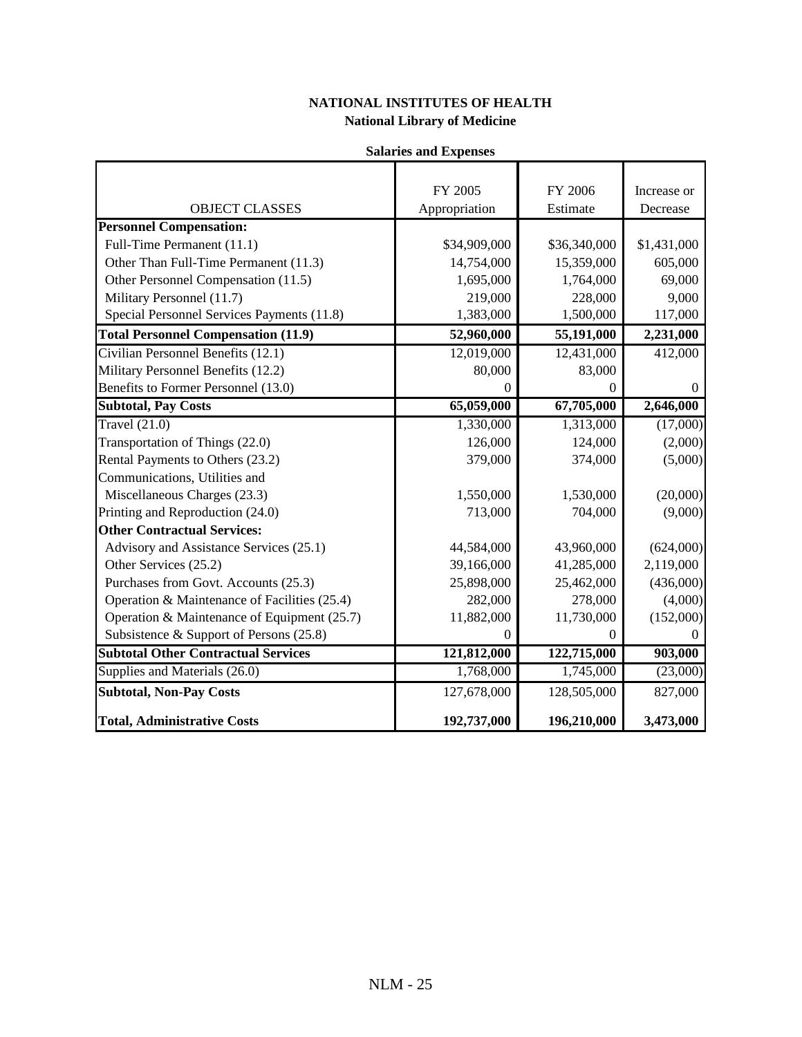**NATIONAL INSTITUTES OF HEALTH**
**National Library of Medicine**

**Salaries and Expenses**

| OBJECT CLASSES | FY 2005 Appropriation | FY 2006 Estimate | Increase or Decrease |
|---|---|---|---|
| **Personnel Compensation:** | | | |
| Full-Time Permanent (11.1) | $34,909,000 | $36,340,000 | $1,431,000 |
| Other Than Full-Time Permanent (11.3) | 14,754,000 | 15,359,000 | 605,000 |
| Other Personnel Compensation (11.5) | 1,695,000 | 1,764,000 | 69,000 |
| Military Personnel (11.7) | 219,000 | 228,000 | 9,000 |
| Special Personnel Services Payments (11.8) | 1,383,000 | 1,500,000 | 117,000 |
| **Total Personnel Compensation (11.9)** | **52,960,000** | **55,191,000** | **2,231,000** |
| Civilian Personnel Benefits (12.1) | 12,019,000 | 12,431,000 | 412,000 |
| Military Personnel Benefits (12.2) | 80,000 | 83,000 | |
| Benefits to Former Personnel (13.0) | 0 | 0 | 0 |
| **Subtotal, Pay Costs** | **65,059,000** | **67,705,000** | **2,646,000** |
| Travel (21.0) | 1,330,000 | 1,313,000 | (17,000) |
| Transportation of Things (22.0) | 126,000 | 124,000 | (2,000) |
| Rental Payments to Others (23.2) | 379,000 | 374,000 | (5,000) |
| Communications, Utilities and Miscellaneous Charges (23.3) | 1,550,000 | 1,530,000 | (20,000) |
| Printing and Reproduction (24.0) | 713,000 | 704,000 | (9,000) |
| **Other Contractual Services:** | | | |
| Advisory and Assistance Services (25.1) | 44,584,000 | 43,960,000 | (624,000) |
| Other Services (25.2) | 39,166,000 | 41,285,000 | 2,119,000 |
| Purchases from Govt. Accounts (25.3) | 25,898,000 | 25,462,000 | (436,000) |
| Operation & Maintenance of Facilities (25.4) | 282,000 | 278,000 | (4,000) |
| Operation & Maintenance of Equipment (25.7) | 11,882,000 | 11,730,000 | (152,000) |
| Subsistence & Support of Persons (25.8) | 0 | 0 | 0 |
| **Subtotal Other Contractual Services** | **121,812,000** | **122,715,000** | **903,000** |
| Supplies and Materials (26.0) | 1,768,000 | 1,745,000 | (23,000) |
| **Subtotal, Non-Pay Costs** | 127,678,000 | 128,505,000 | 827,000 |
| **Total, Administrative Costs** | **192,737,000** | **196,210,000** | **3,473,000** |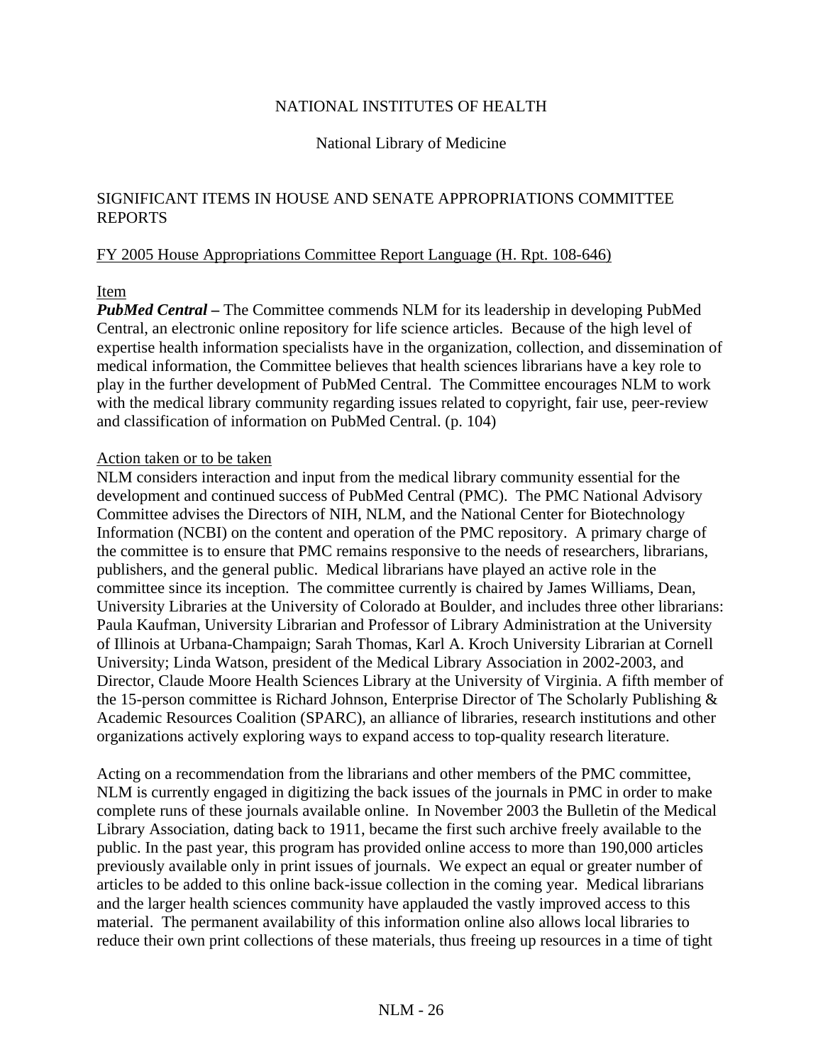NATIONAL INSTITUTES OF HEALTH

National Library of Medicine

## SIGNIFICANT ITEMS IN HOUSE AND SENATE APPROPRIATIONS COMMITTEE REPORTS

FY 2005 House Appropriations Committee Report Language (H. Rpt. 108-646)

Item

***PubMed Central –*** The Committee commends NLM for its leadership in developing PubMed Central, an electronic online repository for life science articles. Because of the high level of expertise health information specialists have in the organization, collection, and dissemination of medical information, the Committee believes that health sciences librarians have a key role to play in the further development of PubMed Central. The Committee encourages NLM to work with the medical library community regarding issues related to copyright, fair use, peer-review and classification of information on PubMed Central. (p. 104)

Action taken or to be taken

NLM considers interaction and input from the medical library community essential for the development and continued success of PubMed Central (PMC). The PMC National Advisory Committee advises the Directors of NIH, NLM, and the National Center for Biotechnology Information (NCBI) on the content and operation of the PMC repository. A primary charge of the committee is to ensure that PMC remains responsive to the needs of researchers, librarians, publishers, and the general public. Medical librarians have played an active role in the committee since its inception. The committee currently is chaired by James Williams, Dean, University Libraries at the University of Colorado at Boulder, and includes three other librarians: Paula Kaufman, University Librarian and Professor of Library Administration at the University of Illinois at Urbana-Champaign; Sarah Thomas, Karl A. Kroch University Librarian at Cornell University; Linda Watson, president of the Medical Library Association in 2002-2003, and Director, Claude Moore Health Sciences Library at the University of Virginia. A fifth member of the 15-person committee is Richard Johnson, Enterprise Director of The Scholarly Publishing & Academic Resources Coalition (SPARC), an alliance of libraries, research institutions and other organizations actively exploring ways to expand access to top-quality research literature.

Acting on a recommendation from the librarians and other members of the PMC committee, NLM is currently engaged in digitizing the back issues of the journals in PMC in order to make complete runs of these journals available online. In November 2003 the Bulletin of the Medical Library Association, dating back to 1911, became the first such archive freely available to the public. In the past year, this program has provided online access to more than 190,000 articles previously available only in print issues of journals. We expect an equal or greater number of articles to be added to this online back-issue collection in the coming year. Medical librarians and the larger health sciences community have applauded the vastly improved access to this material. The permanent availability of this information online also allows local libraries to reduce their own print collections of these materials, thus freeing up resources in a time of tight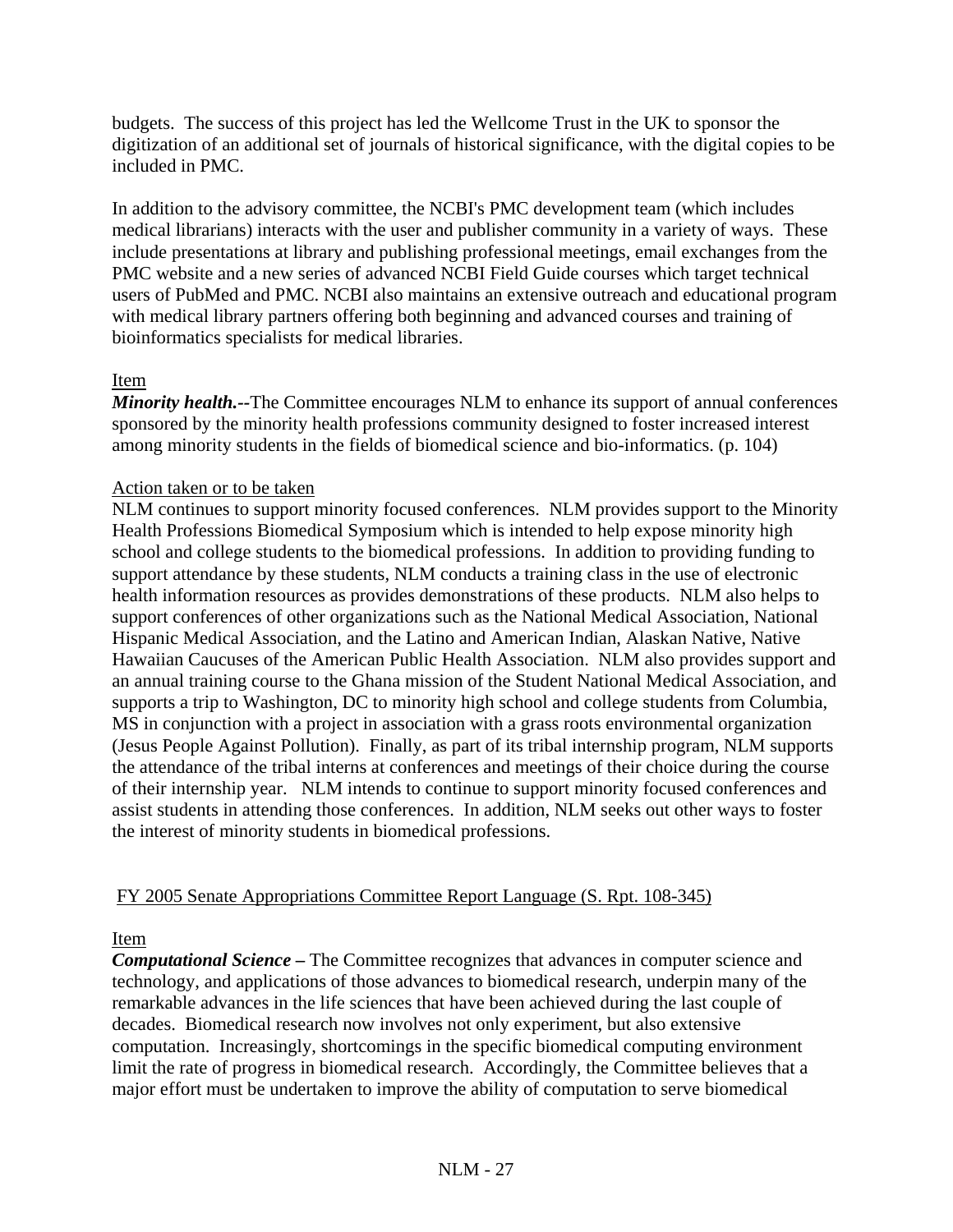budgets. The success of this project has led the Wellcome Trust in the UK to sponsor the digitization of an additional set of journals of historical significance, with the digital copies to be included in PMC.

In addition to the advisory committee, the NCBI's PMC development team (which includes medical librarians) interacts with the user and publisher community in a variety of ways. These include presentations at library and publishing professional meetings, email exchanges from the PMC website and a new series of advanced NCBI Field Guide courses which target technical users of PubMed and PMC. NCBI also maintains an extensive outreach and educational program with medical library partners offering both beginning and advanced courses and training of bioinformatics specialists for medical libraries.

Item

***Minority health.--***The Committee encourages NLM to enhance its support of annual conferences sponsored by the minority health professions community designed to foster increased interest among minority students in the fields of biomedical science and bio-informatics. (p. 104)

Action taken or to be taken

NLM continues to support minority focused conferences. NLM provides support to the Minority Health Professions Biomedical Symposium which is intended to help expose minority high school and college students to the biomedical professions. In addition to providing funding to support attendance by these students, NLM conducts a training class in the use of electronic health information resources as provides demonstrations of these products. NLM also helps to support conferences of other organizations such as the National Medical Association, National Hispanic Medical Association, and the Latino and American Indian, Alaskan Native, Native Hawaiian Caucuses of the American Public Health Association. NLM also provides support and an annual training course to the Ghana mission of the Student National Medical Association, and supports a trip to Washington, DC to minority high school and college students from Columbia, MS in conjunction with a project in association with a grass roots environmental organization (Jesus People Against Pollution). Finally, as part of its tribal internship program, NLM supports the attendance of the tribal interns at conferences and meetings of their choice during the course of their internship year. NLM intends to continue to support minority focused conferences and assist students in attending those conferences. In addition, NLM seeks out other ways to foster the interest of minority students in biomedical professions.

FY 2005 Senate Appropriations Committee Report Language (S. Rpt. 108-345)

Item

***Computational Science –*** The Committee recognizes that advances in computer science and technology, and applications of those advances to biomedical research, underpin many of the remarkable advances in the life sciences that have been achieved during the last couple of decades. Biomedical research now involves not only experiment, but also extensive computation. Increasingly, shortcomings in the specific biomedical computing environment limit the rate of progress in biomedical research. Accordingly, the Committee believes that a major effort must be undertaken to improve the ability of computation to serve biomedical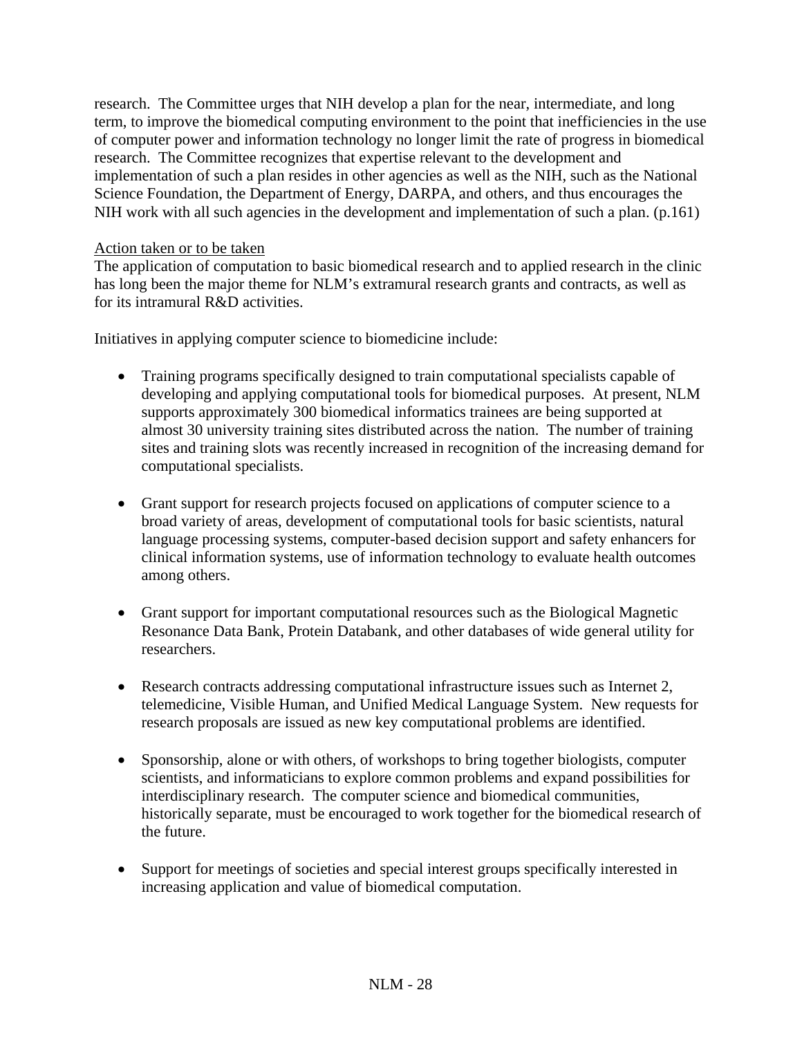research. The Committee urges that NIH develop a plan for the near, intermediate, and long term, to improve the biomedical computing environment to the point that inefficiencies in the use of computer power and information technology no longer limit the rate of progress in biomedical research. The Committee recognizes that expertise relevant to the development and implementation of such a plan resides in other agencies as well as the NIH, such as the National Science Foundation, the Department of Energy, DARPA, and others, and thus encourages the NIH work with all such agencies in the development and implementation of such a plan. (p.161)

<u>Action taken or to be taken</u>

The application of computation to basic biomedical research and to applied research in the clinic has long been the major theme for NLM's extramural research grants and contracts, as well as for its intramural R&D activities.

Initiatives in applying computer science to biomedicine include:

- Training programs specifically designed to train computational specialists capable of developing and applying computational tools for biomedical purposes. At present, NLM supports approximately 300 biomedical informatics trainees are being supported at almost 30 university training sites distributed across the nation. The number of training sites and training slots was recently increased in recognition of the increasing demand for computational specialists.

- Grant support for research projects focused on applications of computer science to a broad variety of areas, development of computational tools for basic scientists, natural language processing systems, computer-based decision support and safety enhancers for clinical information systems, use of information technology to evaluate health outcomes among others.

- Grant support for important computational resources such as the Biological Magnetic Resonance Data Bank, Protein Databank, and other databases of wide general utility for researchers.

- Research contracts addressing computational infrastructure issues such as Internet 2, telemedicine, Visible Human, and Unified Medical Language System. New requests for research proposals are issued as new key computational problems are identified.

- Sponsorship, alone or with others, of workshops to bring together biologists, computer scientists, and informaticians to explore common problems and expand possibilities for interdisciplinary research. The computer science and biomedical communities, historically separate, must be encouraged to work together for the biomedical research of the future.

- Support for meetings of societies and special interest groups specifically interested in increasing application and value of biomedical computation.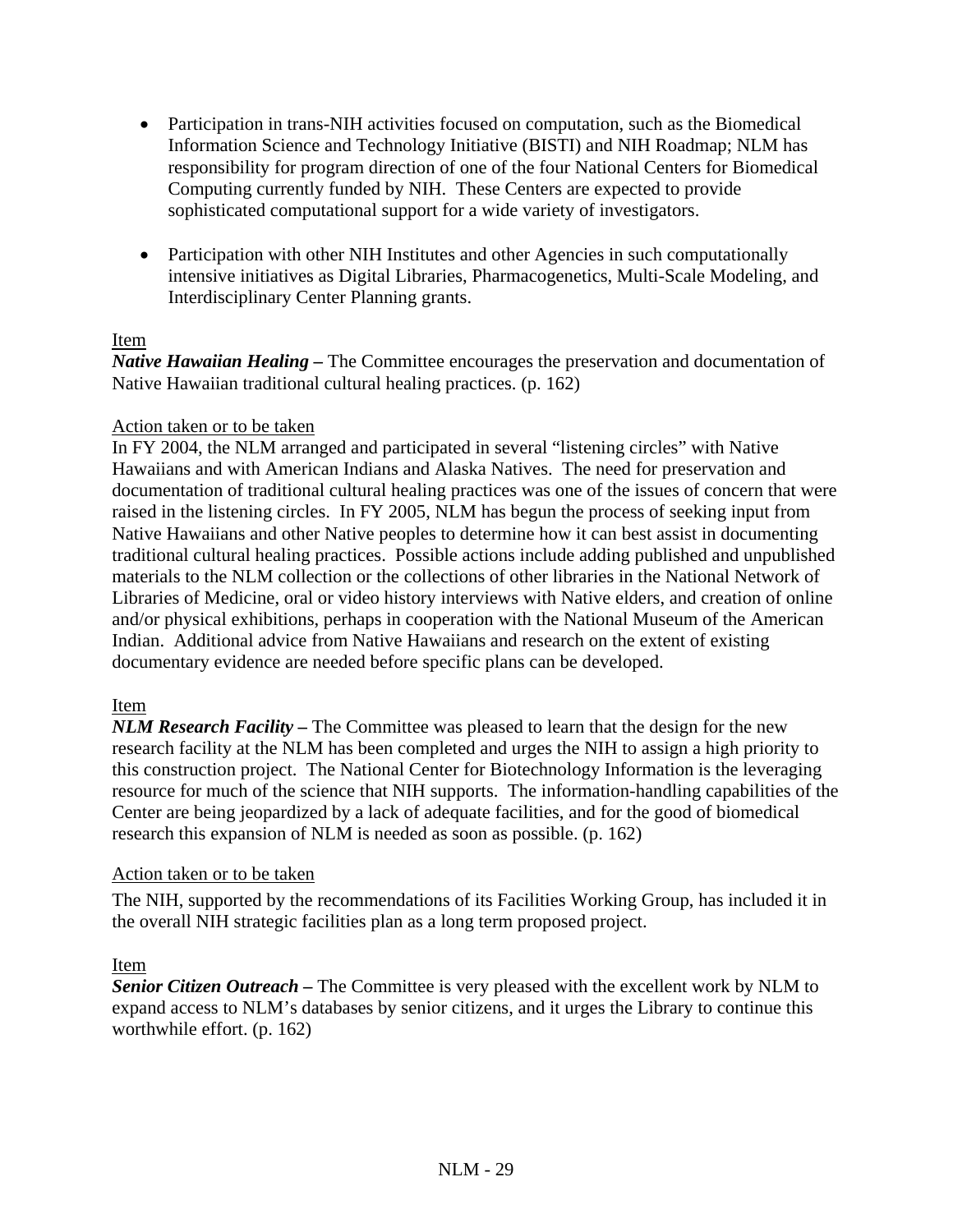- Participation in trans-NIH activities focused on computation, such as the Biomedical Information Science and Technology Initiative (BISTI) and NIH Roadmap; NLM has responsibility for program direction of one of the four National Centers for Biomedical Computing currently funded by NIH. These Centers are expected to provide sophisticated computational support for a wide variety of investigators.

- Participation with other NIH Institutes and other Agencies in such computationally intensive initiatives as Digital Libraries, Pharmacogenetics, Multi-Scale Modeling, and Interdisciplinary Center Planning grants.

<u>Item</u>
***Native Hawaiian Healing –*** The Committee encourages the preservation and documentation of Native Hawaiian traditional cultural healing practices. (p. 162)

<u>Action taken or to be taken</u>
In FY 2004, the NLM arranged and participated in several "listening circles" with Native Hawaiians and with American Indians and Alaska Natives. The need for preservation and documentation of traditional cultural healing practices was one of the issues of concern that were raised in the listening circles. In FY 2005, NLM has begun the process of seeking input from Native Hawaiians and other Native peoples to determine how it can best assist in documenting traditional cultural healing practices. Possible actions include adding published and unpublished materials to the NLM collection or the collections of other libraries in the National Network of Libraries of Medicine, oral or video history interviews with Native elders, and creation of online and/or physical exhibitions, perhaps in cooperation with the National Museum of the American Indian. Additional advice from Native Hawaiians and research on the extent of existing documentary evidence are needed before specific plans can be developed.

<u>Item</u>
***NLM Research Facility –*** The Committee was pleased to learn that the design for the new research facility at the NLM has been completed and urges the NIH to assign a high priority to this construction project. The National Center for Biotechnology Information is the leveraging resource for much of the science that NIH supports. The information-handling capabilities of the Center are being jeopardized by a lack of adequate facilities, and for the good of biomedical research this expansion of NLM is needed as soon as possible. (p. 162)

<u>Action taken or to be taken</u>

The NIH, supported by the recommendations of its Facilities Working Group, has included it in the overall NIH strategic facilities plan as a long term proposed project.

<u>Item</u>
***Senior Citizen Outreach –*** The Committee is very pleased with the excellent work by NLM to expand access to NLM's databases by senior citizens, and it urges the Library to continue this worthwhile effort. (p. 162)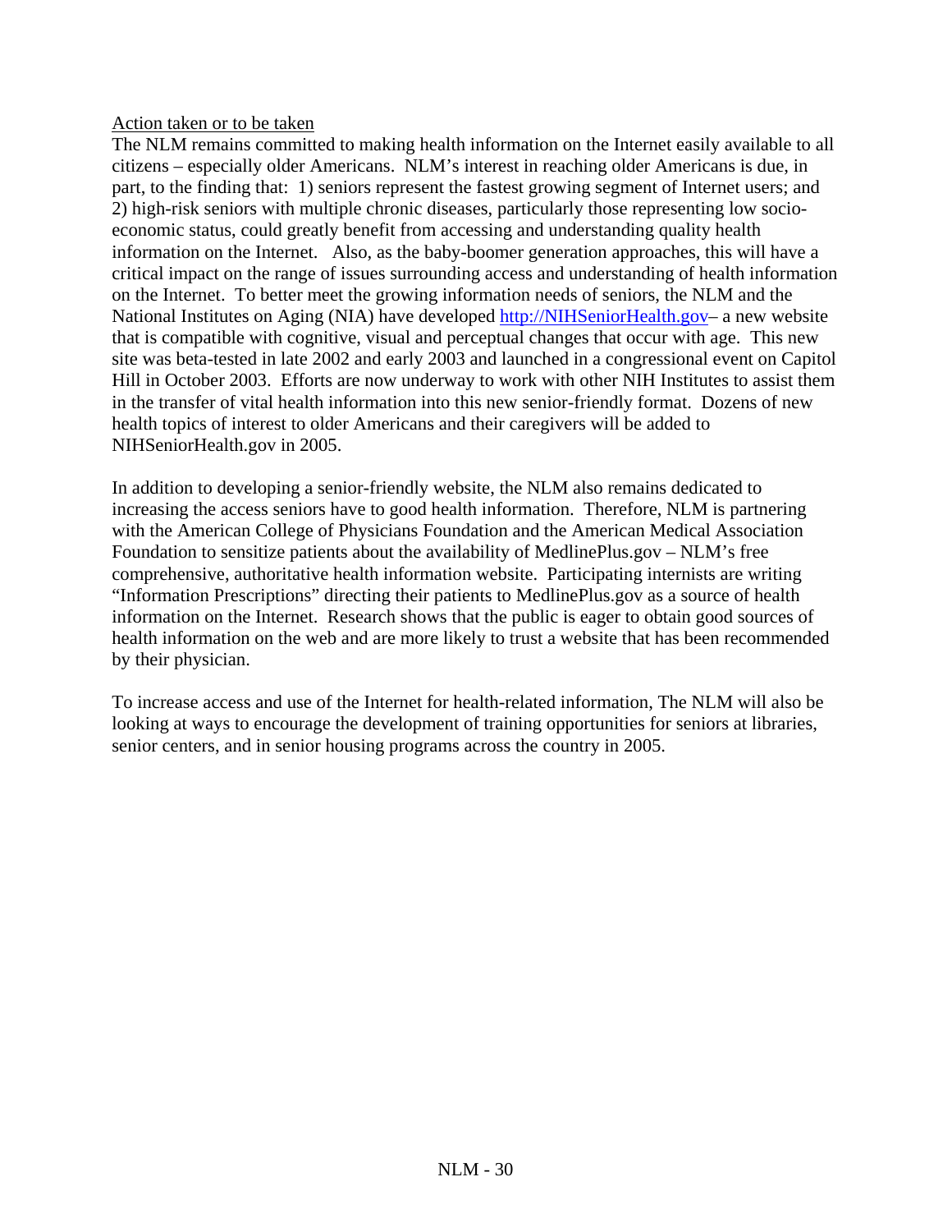Action taken or to be taken

The NLM remains committed to making health information on the Internet easily available to all citizens – especially older Americans. NLM's interest in reaching older Americans is due, in part, to the finding that: 1) seniors represent the fastest growing segment of Internet users; and 2) high-risk seniors with multiple chronic diseases, particularly those representing low socio-economic status, could greatly benefit from accessing and understanding quality health information on the Internet. Also, as the baby-boomer generation approaches, this will have a critical impact on the range of issues surrounding access and understanding of health information on the Internet. To better meet the growing information needs of seniors, the NLM and the National Institutes on Aging (NIA) have developed [http://NIHSeniorHealth.gov](http://NIHSeniorHealth.gov)– a new website that is compatible with cognitive, visual and perceptual changes that occur with age. This new site was beta-tested in late 2002 and early 2003 and launched in a congressional event on Capitol Hill in October 2003. Efforts are now underway to work with other NIH Institutes to assist them in the transfer of vital health information into this new senior-friendly format. Dozens of new health topics of interest to older Americans and their caregivers will be added to NIHSeniorHealth.gov in 2005.

In addition to developing a senior-friendly website, the NLM also remains dedicated to increasing the access seniors have to good health information. Therefore, NLM is partnering with the American College of Physicians Foundation and the American Medical Association Foundation to sensitize patients about the availability of MedlinePlus.gov – NLM's free comprehensive, authoritative health information website. Participating internists are writing "Information Prescriptions" directing their patients to MedlinePlus.gov as a source of health information on the Internet. Research shows that the public is eager to obtain good sources of health information on the web and are more likely to trust a website that has been recommended by their physician.

To increase access and use of the Internet for health-related information, The NLM will also be looking at ways to encourage the development of training opportunities for seniors at libraries, senior centers, and in senior housing programs across the country in 2005.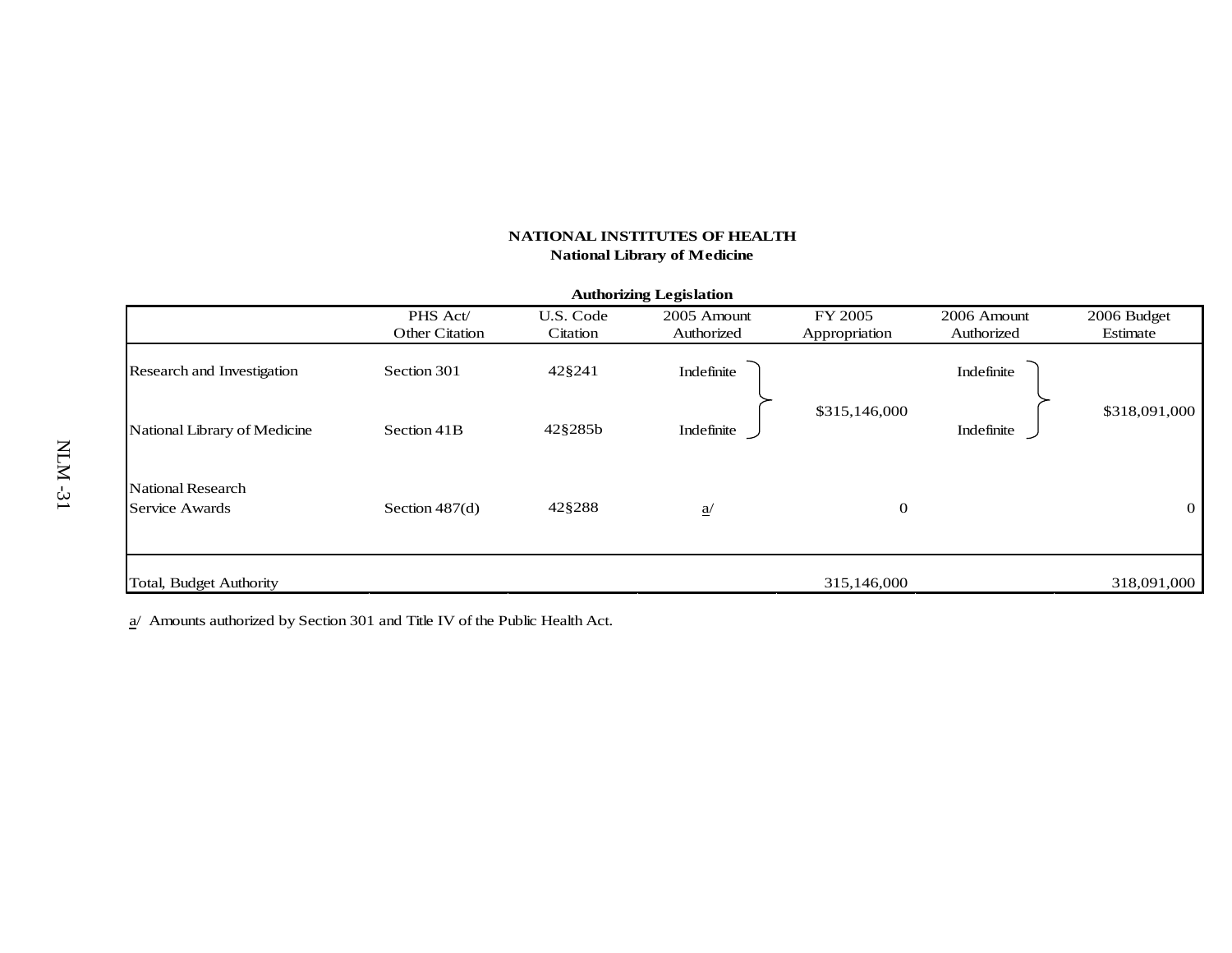**NATIONAL INSTITUTES OF HEALTH**
**National Library of Medicine**

**Authorizing Legislation**

| | PHS Act/ Other Citation | U.S. Code Citation | 2005 Amount Authorized | FY 2005 Appropriation | 2006 Amount Authorized | 2006 Budget Estimate |
|---|---|---|---|---|---|---|
| Research and Investigation | Section 301 | 42§241 | Indefinite | $315,146,000 | Indefinite | $318,091,000 |
| National Library of Medicine | Section 41B | 42§285b | Indefinite | | Indefinite | |
| National Research Service Awards | Section 487(d) | 42§288 | a/ | 0 | | 0 |
| Total, Budget Authority | | | | 315,146,000 | | 318,091,000 |

a/ Amounts authorized by Section 301 and Title IV of the Public Health Act.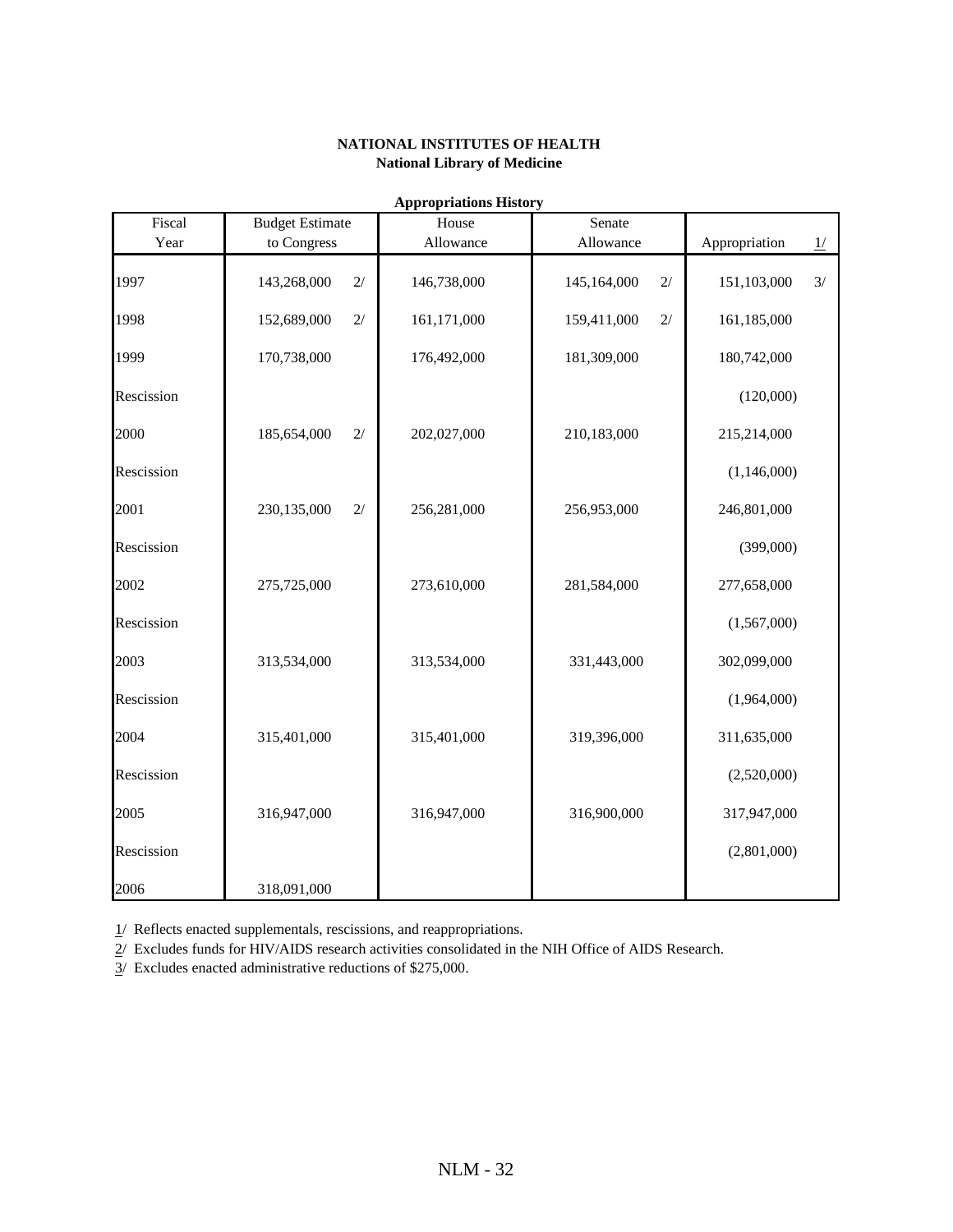**NATIONAL INSTITUTES OF HEALTH**
**National Library of Medicine**

**Appropriations History**

| Fiscal Year | Budget Estimate to Congress | House Allowance | Senate Allowance | Appropriation 1/ |
|---|---|---|---|---|
| 1997 | 143,268,000 2/ | 146,738,000 | 145,164,000 2/ | 151,103,000 3/ |
| 1998 | 152,689,000 2/ | 161,171,000 | 159,411,000 2/ | 161,185,000 |
| 1999 | 170,738,000 | 176,492,000 | 181,309,000 | 180,742,000 |
| Rescission | | | | (120,000) |
| 2000 | 185,654,000 2/ | 202,027,000 | 210,183,000 | 215,214,000 |
| Rescission | | | | (1,146,000) |
| 2001 | 230,135,000 2/ | 256,281,000 | 256,953,000 | 246,801,000 |
| Rescission | | | | (399,000) |
| 2002 | 275,725,000 | 273,610,000 | 281,584,000 | 277,658,000 |
| Rescission | | | | (1,567,000) |
| 2003 | 313,534,000 | 313,534,000 | 331,443,000 | 302,099,000 |
| Rescission | | | | (1,964,000) |
| 2004 | 315,401,000 | 315,401,000 | 319,396,000 | 311,635,000 |
| Rescission | | | | (2,520,000) |
| 2005 | 316,947,000 | 316,947,000 | 316,900,000 | 317,947,000 |
| Rescission | | | | (2,801,000) |
| 2006 | 318,091,000 | | | |

1/ Reflects enacted supplementals, rescissions, and reappropriations.

2/ Excludes funds for HIV/AIDS research activities consolidated in the NIH Office of AIDS Research.

3/ Excludes enacted administrative reductions of $275,000.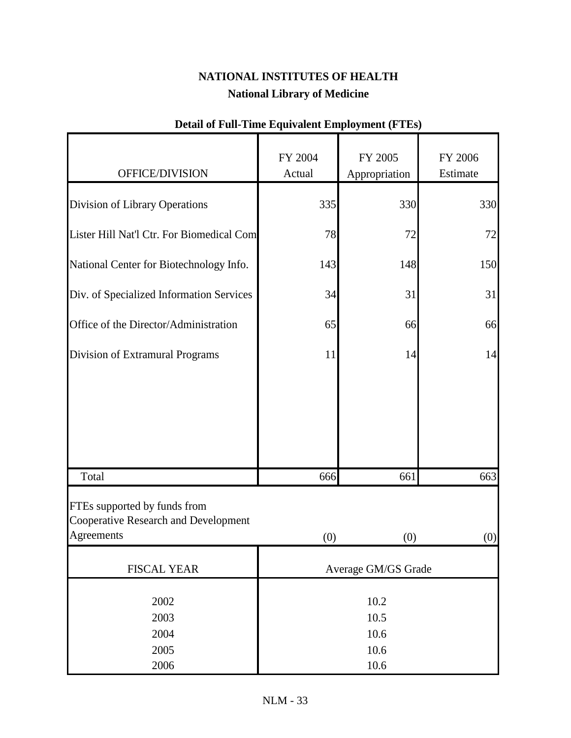# NATIONAL INSTITUTES OF HEALTH

## National Library of Medicine

### Detail of Full-Time Equivalent Employment (FTEs)

| OFFICE/DIVISION | FY 2004 Actual | FY 2005 Appropriation | FY 2006 Estimate |
|---|---|---|---|
| Division of Library Operations | 335 | 330 | 330 |
| Lister Hill Nat'l Ctr. For Biomedical Com | 78 | 72 | 72 |
| National Center for Biotechnology Info. | 143 | 148 | 150 |
| Div. of Specialized Information Services | 34 | 31 | 31 |
| Office of the Director/Administration | 65 | 66 | 66 |
| Division of Extramural Programs | 11 | 14 | 14 |
| Total | 666 | 661 | 663 |
| FTEs supported by funds from Cooperative Research and Development Agreements | (0) | (0) | (0) |

| FISCAL YEAR | Average GM/GS Grade |
|---|---|
| 2002 | 10.2 |
| 2003 | 10.5 |
| 2004 | 10.6 |
| 2005 | 10.6 |
| 2006 | 10.6 |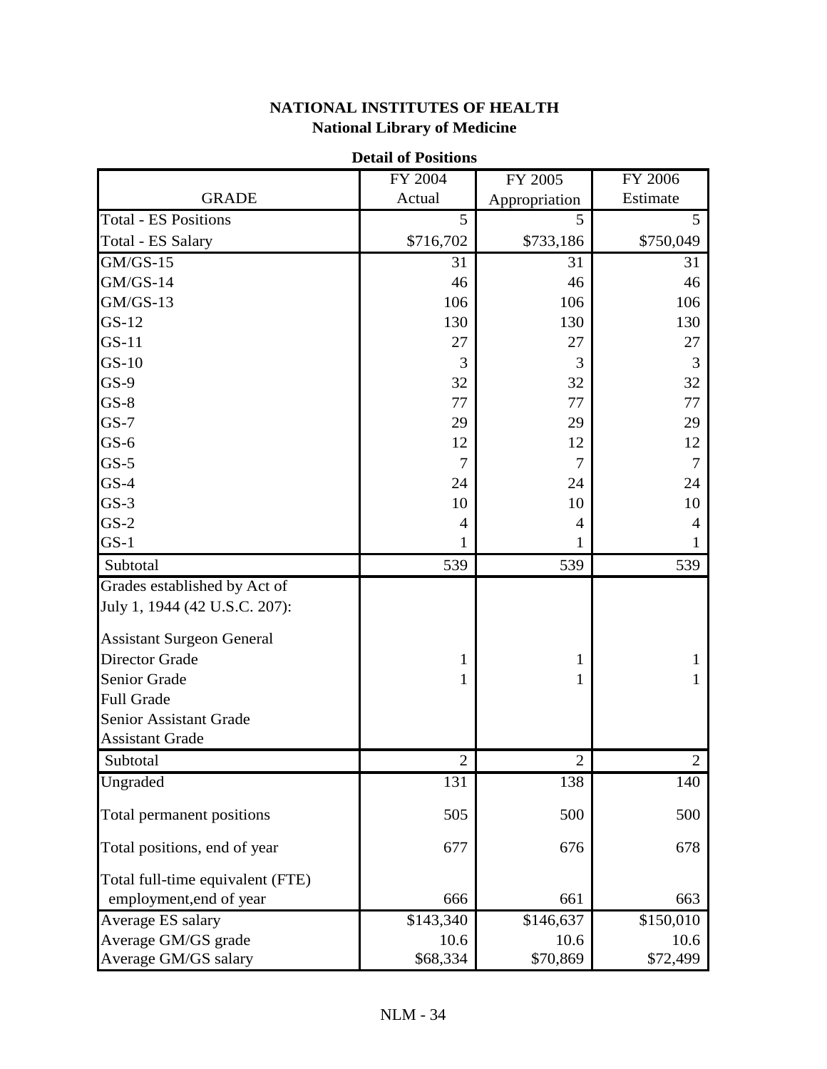# NATIONAL INSTITUTES OF HEALTH

## National Library of Medicine

### Detail of Positions

| GRADE | FY 2004 Actual | FY 2005 Appropriation | FY 2006 Estimate |
|---|---|---|---|
| Total - ES Positions | 5 | 5 | 5 |
| Total - ES Salary | $716,702 | $733,186 | $750,049 |
| GM/GS-15 | 31 | 31 | 31 |
| GM/GS-14 | 46 | 46 | 46 |
| GM/GS-13 | 106 | 106 | 106 |
| GS-12 | 130 | 130 | 130 |
| GS-11 | 27 | 27 | 27 |
| GS-10 | 3 | 3 | 3 |
| GS-9 | 32 | 32 | 32 |
| GS-8 | 77 | 77 | 77 |
| GS-7 | 29 | 29 | 29 |
| GS-6 | 12 | 12 | 12 |
| GS-5 | 7 | 7 | 7 |
| GS-4 | 24 | 24 | 24 |
| GS-3 | 10 | 10 | 10 |
| GS-2 | 4 | 4 | 4 |
| GS-1 | 1 | 1 | 1 |
| Subtotal | 539 | 539 | 539 |
| Grades established by Act of July 1, 1944 (42 U.S.C. 207): | | | |
| Assistant Surgeon General | | | |
| Director Grade | 1 | 1 | 1 |
| Senior Grade | 1 | 1 | 1 |
| Full Grade | | | |
| Senior Assistant Grade | | | |
| Assistant Grade | | | |
| Subtotal | 2 | 2 | 2 |
| Ungraded | 131 | 138 | 140 |
| Total permanent positions | 505 | 500 | 500 |
| Total positions, end of year | 677 | 676 | 678 |
| Total full-time equivalent (FTE) employment,end of year | 666 | 661 | 663 |
| Average ES salary | $143,340 | $146,637 | $150,010 |
| Average GM/GS grade | 10.6 | 10.6 | 10.6 |
| Average GM/GS salary | $68,334 | $70,869 | $72,499 |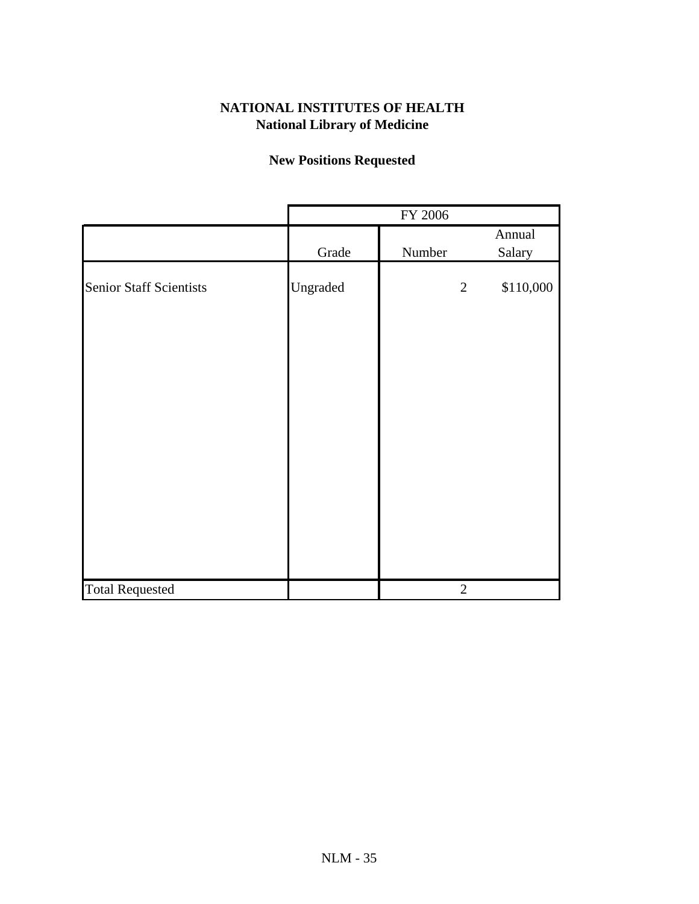**NATIONAL INSTITUTES OF HEALTH**
**National Library of Medicine**

**New Positions Requested**

| | FY 2006 | | |
|---|---|---|---|
| | Grade | Number | Annual Salary |
| Senior Staff Scientists | Ungraded | 2 | $110,000 |
| Total Requested | | 2 | |